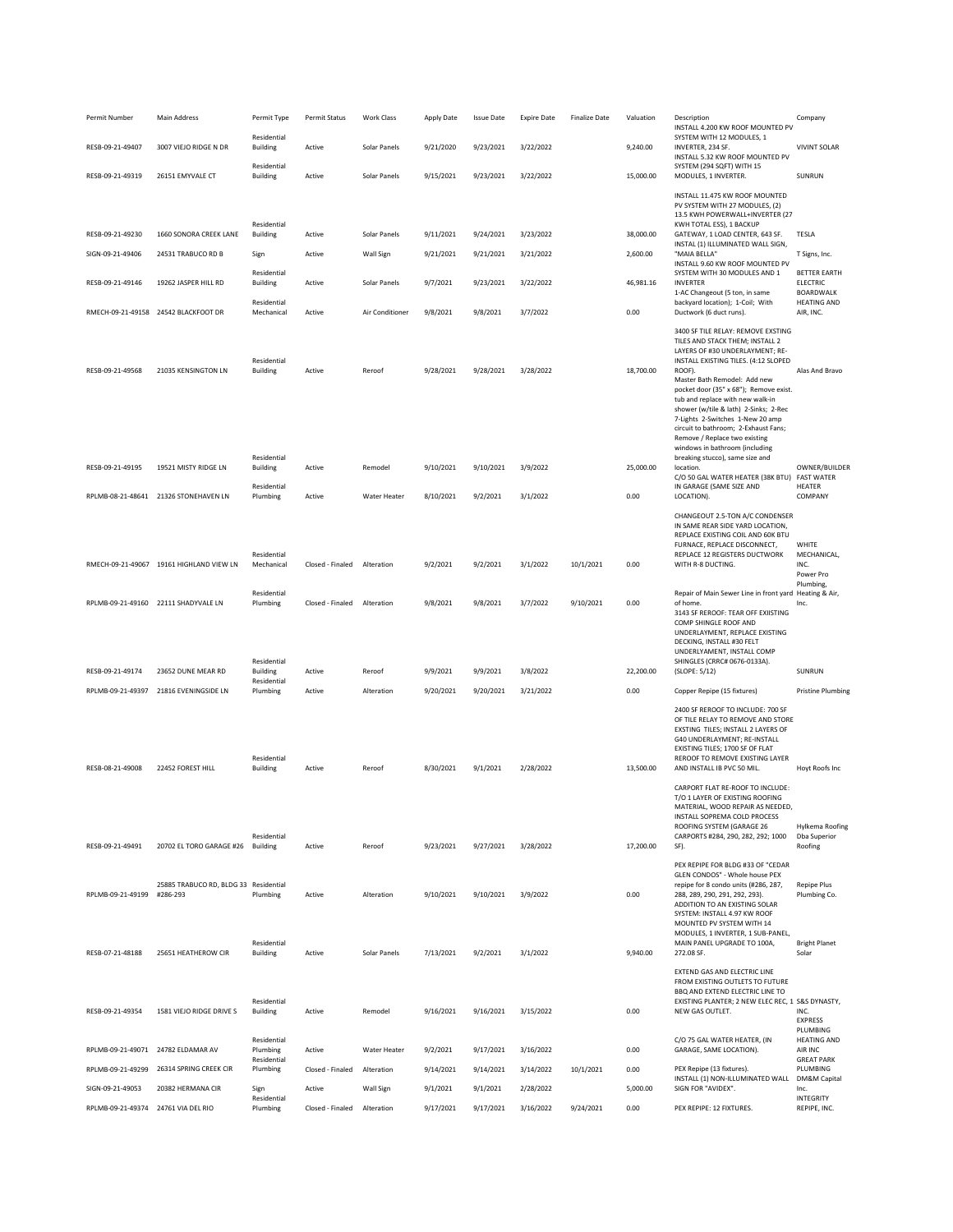| Permit Number | Main Address | Permit Type | Permit Status | Work Class | Apply Date | Issue Date | Expire Date | Finalize Date | Valuation | Description | Company |
|---|---|---|---|---|---|---|---|---|---|---|---|
| RESB-09-21-49407 | 3007 VIEJO RIDGE N DR | Residential Building | Active | Solar Panels | 9/21/2020 | 9/23/2021 | 3/22/2022 | | 9,240.00 | INSTALL 4.200 KW ROOF MOUNTED PV SYSTEM WITH 12 MODULES, 1 INVERTER, 234 SF. | VIVINT SOLAR |
| RESB-09-21-49319 | 26151 EMYVALE CT | Residential Building | Active | Solar Panels | 9/15/2021 | 9/23/2021 | 3/22/2022 | | 15,000.00 | INSTALL 5.32 KW ROOF MOUNTED PV SYSTEM (294 SQFT) WITH 15 MODULES, 1 INVERTER. | SUNRUN |
| RESB-09-21-49230 | 1660 SONORA CREEK LANE | Residential Building | Active | Solar Panels | 9/11/2021 | 9/24/2021 | 3/23/2022 | | 38,000.00 | INSTALL 11.475 KW ROOF MOUNTED PV SYSTEM WITH 27 MODULES, (2) 13.5 KWH POWERWALL+INVERTER (27 KWH TOTAL ESS), 1 BACKUP GATEWAY, 1 LOAD CENTER, 643 SF. | TESLA |
| SIGN-09-21-49406 | 24531 TRABUCO RD B | Sign | Active | Wall Sign | 9/21/2021 | 9/21/2021 | 3/21/2022 | | 2,600.00 | INSTAL (1) ILLUMINATED WALL SIGN, "MAIA BELLA" | T Signs, Inc. |
| RESB-09-21-49146 | 19262 JASPER HILL RD | Residential Building | Active | Solar Panels | 9/7/2021 | 9/23/2021 | 3/22/2022 | | 46,981.16 | INSTALL 9.60 KW ROOF MOUNTED PV SYSTEM WITH 30 MODULES AND 1 INVERTER | BETTER EARTH ELECTRIC |
| RMECH-09-21-49158 | 24542 BLACKFOOT DR | Residential Mechanical | Active | Air Conditioner | 9/8/2021 | 9/8/2021 | 3/7/2022 | | 0.00 | 1-AC Changeout (5 ton, in same backyard location); 1-Coil; With Ductwork (6 duct runs). | BOARDWALK HEATING AND AIR, INC. |
| RESB-09-21-49568 | 21035 KENSINGTON LN | Residential Building | Active | Reroof | 9/28/2021 | 9/28/2021 | 3/28/2022 | | 18,700.00 | 3400 SF TILE RELAY: REMOVE EXSTING TILES AND STACK THEM; INSTALL 2 LAYERS OF #30 UNDERLAYMENT; RE-INSTALL EXISTING TILES. (4:12 SLOPED ROOF). | Alas And Bravo |
| RESB-09-21-49195 | 19521 MISTY RIDGE LN | Residential Building | Active | Remodel | 9/10/2021 | 9/10/2021 | 3/9/2022 | | 25,000.00 | Master Bath Remodel: Add new pocket door (35" x 68"); Remove exist. tub and replace with new walk-in shower (w/tile & lath) 2-Sinks; 2-Rec 7-Lights 2-Switches 1-New 20 amp circuit to bathroom; 2-Exhaust Fans; Remove / Replace two existing windows in bathroom (including breaking stucco), same size and location. | OWNER/BUILDER |
| RPLMB-08-21-48641 | 21326 STONEHAVEN LN | Residential Plumbing | Active | Water Heater | 8/10/2021 | 9/2/2021 | 3/1/2022 | | 0.00 | C/O 50 GAL WATER HEATER (38K BTU) IN GARAGE (SAME SIZE AND LOCATION). | FAST WATER HEATER COMPANY |
| RMECH-09-21-49067 | 19161 HIGHLAND VIEW LN | Residential Mechanical | Closed - Finaled | Alteration | 9/2/2021 | 9/2/2021 | 3/1/2022 | 10/1/2021 | 0.00 | CHANGEOUT 2.5-TON A/C CONDENSER IN SAME REAR SIDE YARD LOCATION, REPLACE EXISTING COIL AND 60K BTU FURNACE, REPLACE DISCONNECT, REPLACE 12 REGISTERS DUCTWORK WITH R-8 DUCTING. | WHITE MECHANICAL, INC. |
| RPLMB-09-21-49160 | 22111 SHADYVALE LN | Residential Plumbing | Closed - Finaled | Alteration | 9/8/2021 | 9/8/2021 | 3/7/2022 | 9/10/2021 | 0.00 | Repair of Main Sewer Line in front yard of home. | Power Pro Plumbing, Heating & Air, Inc. |
| RESB-09-21-49174 | 23652 DUNE MEAR RD | Residential Building | Active | Reroof | 9/9/2021 | 9/9/2021 | 3/8/2022 | | 22,200.00 | 3143 SF REROOF: TEAR OFF EXIISTING COMP SHINGLE ROOF AND UNDERLAYMENT, REPLACE EXISTING DECKING, INSTALL #30 FELT UNDERLYAMENT, INSTALL COMP SHINGLES (CRRC# 0676-0133A). (SLOPE: 5/12) | SUNRUN |
| RPLMB-09-21-49397 | 21816 EVENINGSIDE LN | Residential Plumbing | Active | Alteration | 9/20/2021 | 9/20/2021 | 3/21/2022 | | 0.00 | Copper Repipe (15 fixtures) | Pristine Plumbing |
| RESB-08-21-49008 | 22452 FOREST HILL | Residential Building | Active | Reroof | 8/30/2021 | 9/1/2021 | 2/28/2022 | | 13,500.00 | 2400 SF REROOF TO INCLUDE: 700 SF OF TILE RELAY TO REMOVE AND STORE EXSTING TILES; INSTALL 2 LAYERS OF G40 UNDERLAYMENT; RE-INSTALL EXISTING TILES; 1700 SF OF FLAT REROOF TO REMOVE EXISTING LAYER AND INSTALL IB PVC 50 MIL. | Hoyt Roofs Inc |
| RESB-09-21-49491 | 20702 EL TORO GARAGE #26 | Residential Building | Active | Reroof | 9/23/2021 | 9/27/2021 | 3/28/2022 | | 17,200.00 | CARPORT FLAT RE-ROOF TO INCLUDE: T/O 1 LAYER OF EXISTING ROOFING MATERIAL, WOOD REPAIR AS NEEDED, INSTALL SOPREMA COLD PROCESS ROOFING SYSTEM (GARAGE 26 CARPORTS #284, 290, 282, 292; 1000 SF). | Hylkema Roofing Dba Superior Roofing |
| RPLMB-09-21-49199 | 25885 TRABUCO RD, BLDG 33 #286-293 | Residential Plumbing | Active | Alteration | 9/10/2021 | 9/10/2021 | 3/9/2022 | | 0.00 | PEX REPIPE FOR BLDG #33 OF "CEDAR GLEN CONDOS" - Whole house PEX repipe for 8 condo units (#286, 287, 288, 289, 290, 291, 292, 293). | Repipe Plus Plumbing Co. |
| RESB-07-21-48188 | 25651 HEATHEROW CIR | Residential Building | Active | Solar Panels | 7/13/2021 | 9/2/2021 | 3/1/2022 | | 9,940.00 | ADDITION TO AN EXISTING SOLAR SYSTEM: INSTALL 4.97 KW ROOF MOUNTED PV SYSTEM WITH 14 MODULES, 1 INVERTER, 1 SUB-PANEL, MAIN PANEL UPGRADE TO 100A, 272.08 SF. | Bright Planet Solar |
| RESB-09-21-49354 | 1581 VIEJO RIDGE DRIVE S | Residential Building | Active | Remodel | 9/16/2021 | 9/16/2021 | 3/15/2022 | | 0.00 | EXTEND GAS AND ELECTRIC LINE FROM EXISTING OUTLETS TO FUTURE BBQ AND EXTEND ELECTRIC LINE TO EXISTING PLANTER; 2 NEW ELEC REC, 1 NEW GAS OUTLET. | S&S DYNASTY, INC. |
| RPLMB-09-21-49071 | 24782 ELDAMAR AV | Residential Plumbing | Active | Water Heater | 9/2/2021 | 9/17/2021 | 3/16/2022 | | 0.00 | C/O 75 GAL WATER HEATER, (IN GARAGE, SAME LOCATION). | EXPRESS PLUMBING HEATING AND AIR INC |
| RPLMB-09-21-49299 | 26314 SPRING CREEK CIR | Residential Plumbing | Closed - Finaled | Alteration | 9/14/2021 | 9/14/2021 | 3/14/2022 | 10/1/2021 | 0.00 | PEX Repipe (13 fixtures). | GREAT PARK PLUMBING |
| SIGN-09-21-49053 | 20382 HERMANA CIR | Sign | Active | Wall Sign | 9/1/2021 | 9/1/2021 | 2/28/2022 | | 5,000.00 | INSTALL (1) NON-ILLUMINATED WALL SIGN FOR "AVIDEX". | DM&M Capital Inc. |
| RPLMB-09-21-49374 | 24761 VIA DEL RIO | Residential Plumbing | Closed - Finaled | Alteration | 9/17/2021 | 9/17/2021 | 3/16/2022 | 9/24/2021 | 0.00 | PEX REPIPE: 12 FIXTURES. | INTEGRITY REPIPE, INC. |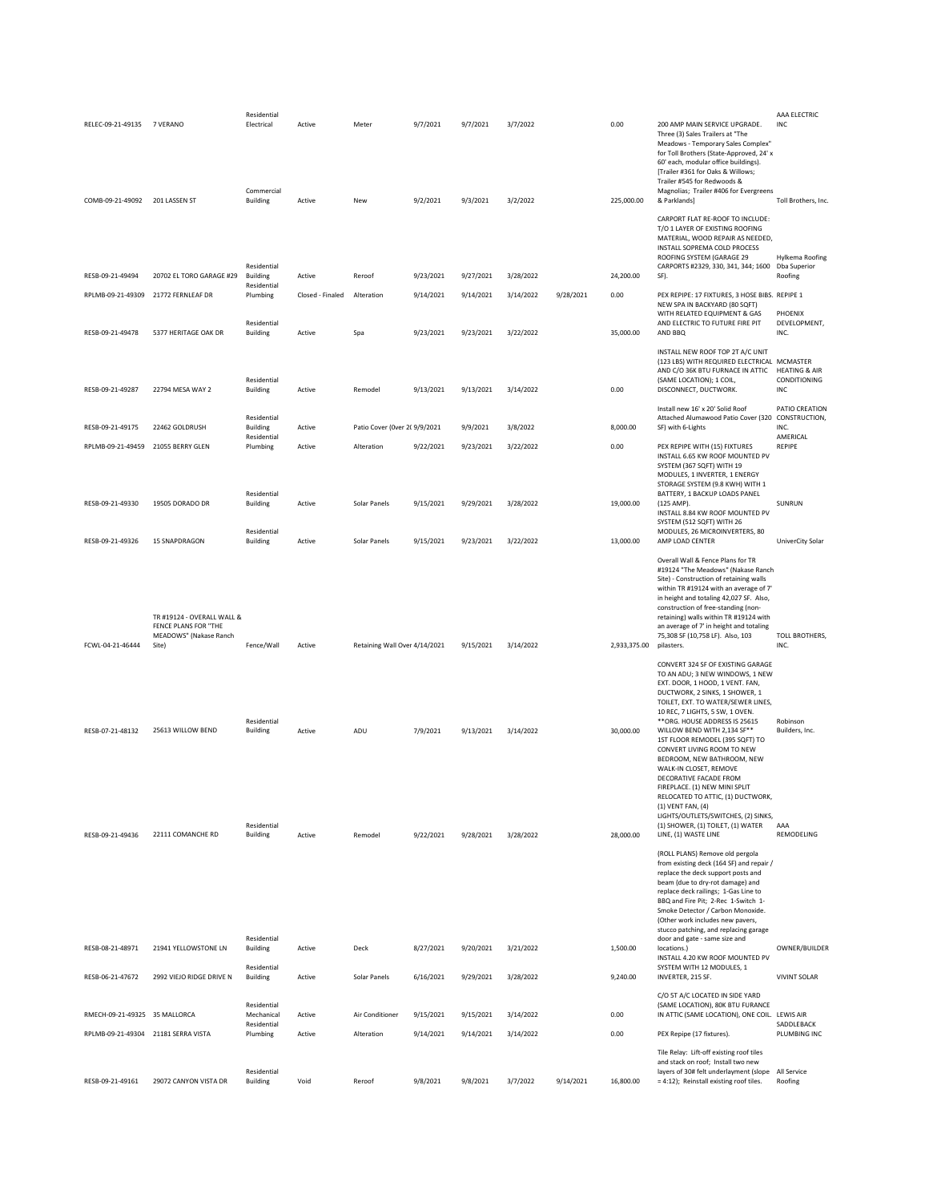| | | | | | | | | | | | |
|---|---|---|---|---|---|---|---|---|---|---|---|
| RELEC-09-21-49135 | 7 VERANO | Residential Electrical | Active | Meter | 9/7/2021 | 9/7/2021 | 3/7/2022 | | 0.00 | 200 AMP MAIN SERVICE UPGRADE. | AAA ELECTRIC INC |
| COMB-09-21-49092 | 201 LASSEN ST | Commercial Building | Active | New | 9/2/2021 | 9/3/2021 | 3/2/2022 | | 225,000.00 | Three (3) Sales Trailers at "The Meadows - Temporary Sales Complex" for Toll Brothers (State-Approved, 24' x 60' each, modular office buildings). [Trailer #361 for Oaks & Willows; Trailer #545 for Redwoods & Magnolias; Trailer #406 for Evergreens & Parklands] | Toll Brothers, Inc. |
| RESB-09-21-49494 | 20702 EL TORO GARAGE #29 | Residential Building | Active | Reroof | 9/23/2021 | 9/27/2021 | 3/28/2022 | | 24,200.00 | CARPORT FLAT RE-ROOF TO INCLUDE: T/O 1 LAYER OF EXISTING ROOFING MATERIAL, WOOD REPAIR AS NEEDED, INSTALL SOPREMA COLD PROCESS ROOFING SYSTEM (GARAGE 29 CARPORTS #2329, 330, 341, 344; 1600 SF). | Hylkema Roofing Dba Superior Roofing |
| RPLMB-09-21-49309 | 21772 FERNLEAF DR | Residential Plumbing | Closed - Finaled | Alteration | 9/14/2021 | 9/14/2021 | 3/14/2022 | 9/28/2021 | 0.00 | PEX REPIPE: 17 FIXTURES, 3 HOSE BIBS. | REPIPE 1 |
| RESB-09-21-49478 | 5377 HERITAGE OAK DR | Residential Building | Active | Spa | 9/23/2021 | 9/23/2021 | 3/22/2022 | | 35,000.00 | NEW SPA IN BACKYARD (80 SQFT) WITH RELATED EQUIPMENT & GAS AND ELECTRIC TO FUTURE FIRE PIT AND BBQ | PHOENIX DEVELOPMENT, INC. |
| RESB-09-21-49287 | 22794 MESA WAY 2 | Residential Building | Active | Remodel | 9/13/2021 | 9/13/2021 | 3/14/2022 | | 0.00 | INSTALL NEW ROOF TOP 2T A/C UNIT (123 LBS) WITH REQUIRED ELECTRICAL AND C/O 36K BTU FURNACE IN ATTIC (SAME LOCATION); 1 COIL, DISCONNECT, DUCTWORK. | MCMASTER HEATING & AIR CONDITIONING INC |
| RESB-09-21-49175 | 22462 GOLDRUSH | Residential Building | Active | Patio Cover (Over 2( 9/9/2021 | | 9/9/2021 | 3/8/2022 | | 8,000.00 | Install new 16' x 20' Solid Roof Attached Alumawood Patio Cover (320 SF) with 6-Lights | PATIO CREATION CONSTRUCTION, INC. |
| RPLMB-09-21-49459 | 21055 BERRY GLEN | Residential Plumbing | Active | Alteration | 9/22/2021 | 9/23/2021 | 3/22/2022 | | 0.00 | PEX REPIPE WITH (15) FIXTURES | AMERICAL REPIPE |
| RESB-09-21-49330 | 19505 DORADO DR | Residential Building | Active | Solar Panels | 9/15/2021 | 9/29/2021 | 3/28/2022 | | 19,000.00 | INSTALL 6.65 KW ROOF MOUNTED PV SYSTEM (367 SQFT) WITH 19 MODULES, 1 INVERTER, 1 ENERGY STORAGE SYSTEM (9.8 KWH) WITH 1 BATTERY, 1 BACKUP LOADS PANEL (125 AMP). | SUNRUN |
| RESB-09-21-49326 | 15 SNAPDRAGON | Residential Building | Active | Solar Panels | 9/15/2021 | 9/23/2021 | 3/22/2022 | | 13,000.00 | INSTALL 8.84 KW ROOF MOUNTED PV SYSTEM (512 SQFT) WITH 26 MODULES, 26 MICROINVERTERS, 80 AMP LOAD CENTER | UniverCity Solar |
| FCWL-04-21-46444 | TR #19124 - OVERALL WALL & FENCE PLANS FOR "THE MEADOWS" (Nakase Ranch Site) | Fence/Wall | Active | Retaining Wall Over 4/14/2021 | | 9/15/2021 | 3/14/2022 | | 2,933,375.00 | Overall Wall & Fence Plans for TR #19124 "The Meadows" (Nakase Ranch Site) - Construction of retaining walls within TR #19124 with an average of 7' in height and totaling 42,027 SF. Also, construction of free-standing (non-retaining) walls within TR #19124 with an average of 7' in height and totaling 75,308 SF (10,758 LF). Also, 103 pilasters. | TOLL BROTHERS, INC. |
| RESB-07-21-48132 | 25613 WILLOW BEND | Residential Building | Active | ADU | 7/9/2021 | 9/13/2021 | 3/14/2022 | | 30,000.00 | CONVERT 324 SF OF EXISTING GARAGE TO AN ADU; 3 NEW WINDOWS, 1 NEW EXT. DOOR, 1 HOOD, 1 VENT. FAN, DUCTWORK, 2 SINKS, 1 SHOWER, 1 TOILET, EXT. TO WATER/SEWER LINES, 10 REC, 7 LIGHTS, 5 SW, 1 OVEN. **ORG. HOUSE ADDRESS IS 25615 WILLOW BEND WITH 2,134 SF** | Robinson Builders, Inc. |
| RESB-09-21-49436 | 22111 COMANCHE RD | Residential Building | Active | Remodel | 9/22/2021 | 9/28/2021 | 3/28/2022 | | 28,000.00 | 1ST FLOOR REMODEL (395 SQFT) TO CONVERT LIVING ROOM TO NEW BEDROOM, NEW BATHROOM, NEW WALK-IN CLOSET, REMOVE DECORATIVE FACADE FROM FIREPLACE. (1) NEW MINI SPLIT RELOCATED TO ATTIC, (1) DUCTWORK, (1) VENT FAN, (4) LIGHTS/OUTLETS/SWITCHES, (2) SINKS, (1) SHOWER, (1) TOILET, (1) WATER LINE, (1) WASTE LINE | AAA REMODELING |
| RESB-08-21-48971 | 21941 YELLOWSTONE LN | Residential Building | Active | Deck | 8/27/2021 | 9/20/2021 | 3/21/2022 | | 1,500.00 | (ROLL PLANS) Remove old pergola from existing deck (164 SF) and repair / replace the deck support posts and beam (due to dry-rot damage) and replace deck railings; 1-Gas Line to BBQ and Fire Pit; 2-Rec 1-Switch 1-Smoke Detector / Carbon Monoxide. (Other work includes new pavers, stucco patching, and replacing garage door and gate - same size and locations.) | OWNER/BUILDER |
| RESB-06-21-47672 | 2992 VIEJO RIDGE DRIVE N | Residential Building | Active | Solar Panels | 6/16/2021 | 9/29/2021 | 3/28/2022 | | 9,240.00 | INSTALL 4.20 KW ROOF MOUNTED PV SYSTEM WITH 12 MODULES, 1 INVERTER, 215 SF. | VIVINT SOLAR |
| RMECH-09-21-49325 | 35 MALLORCA | Residential Mechanical | Active | Air Conditioner | 9/15/2021 | 9/15/2021 | 3/14/2022 | | 0.00 | C/O 5T A/C LOCATED IN SIDE YARD (SAME LOCATION), 80K BTU FURANCE IN ATTIC (SAME LOCATION), ONE COIL. | LEWIS AIR |
| RPLMB-09-21-49304 | 21181 SERRA VISTA | Residential Plumbing | Active | Alteration | 9/14/2021 | 9/14/2021 | 3/14/2022 | | 0.00 | PEX Repipe (17 fixtures). | SADDLEBACK PLUMBING INC |
| RESB-09-21-49161 | 29072 CANYON VISTA DR | Residential Building | Void | Reroof | 9/8/2021 | 9/8/2021 | 3/7/2022 | 9/14/2021 | 16,800.00 | Tile Relay: Lift-off existing roof tiles and stack on roof; Install two new layers of 30# felt underlayment (slope = 4:12); Reinstall existing roof tiles. | All Service Roofing |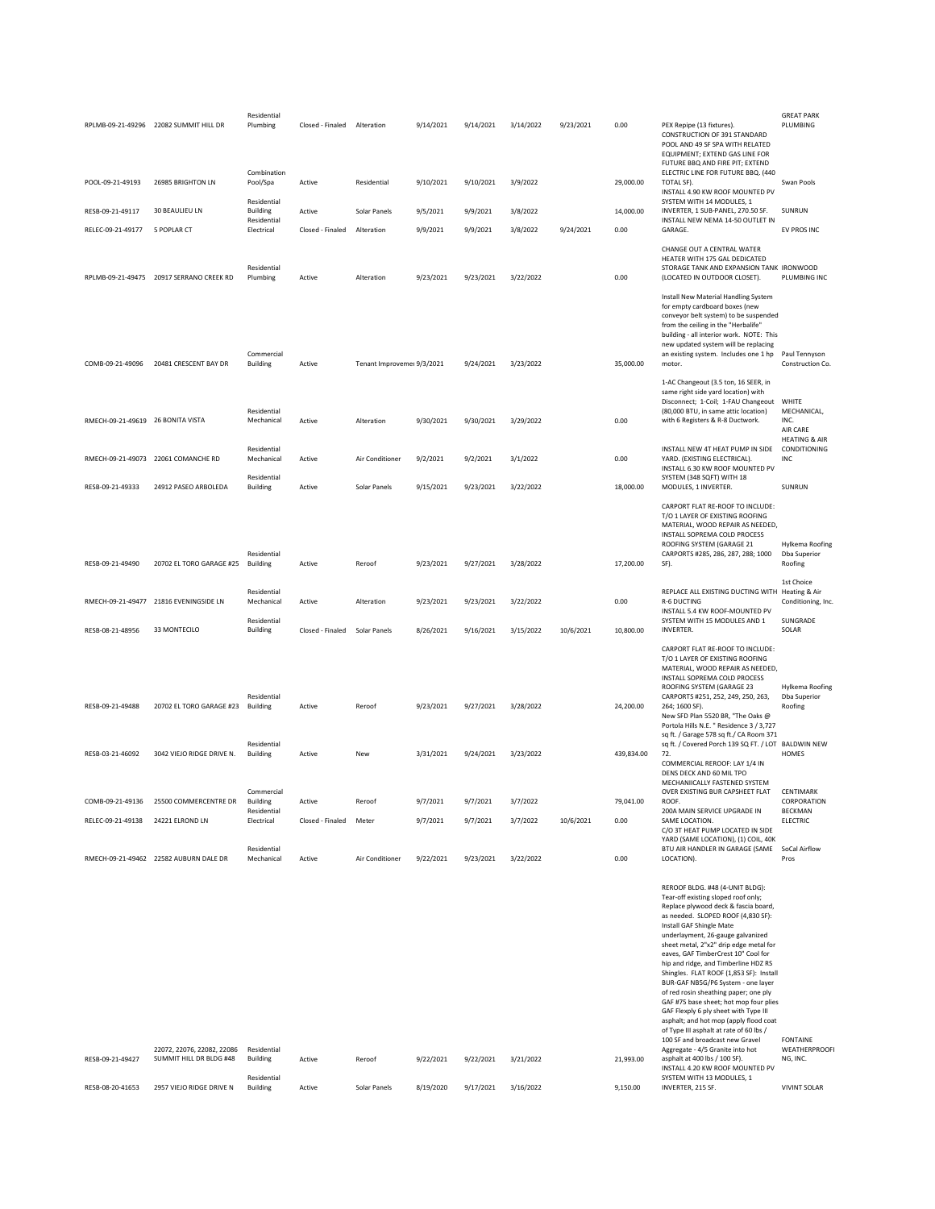| | | | | | | | | | | | |
|---|---|---|---|---|---|---|---|---|---|---|---|
| RPLMB-09-21-49296 | 22082 SUMMIT HILL DR | Residential Plumbing | Closed - Finaled | Alteration | 9/14/2021 | 9/14/2021 | 3/14/2022 | 9/23/2021 | 0.00 | PEX Repipe (13 fixtures). | GREAT PARK PLUMBING |
| POOL-09-21-49193 | 26985 BRIGHTON LN | Combination Pool/Spa | Active | Residential | 9/10/2021 | 9/10/2021 | 3/9/2022 | | 29,000.00 | CONSTRUCTION OF 391 STANDARD POOL AND 49 SF SPA WITH RELATED EQUIPMENT; EXTEND GAS LINE FOR FUTURE BBQ AND FIRE PIT; EXTEND ELECTRIC LINE FOR FUTURE BBQ. (440 TOTAL SF). | Swan Pools |
| RESB-09-21-49117 | 30 BEAULIEU LN | Residential Building | Active | Solar Panels | 9/5/2021 | 9/9/2021 | 3/8/2022 | | 14,000.00 | INSTALL 4.90 KW ROOF MOUNTED PV SYSTEM WITH 14 MODULES, 1 INVERTER, 1 SUB-PANEL, 270.50 SF. | SUNRUN |
| RELEC-09-21-49177 | 5 POPLAR CT | Residential Electrical | Closed - Finaled | Alteration | 9/9/2021 | 9/9/2021 | 3/8/2022 | 9/24/2021 | 0.00 | INSTALL NEW NEMA 14-50 OUTLET IN GARAGE. | EV PROS INC |
| RPLMB-09-21-49475 | 20917 SERRANO CREEK RD | Residential Plumbing | Active | Alteration | 9/23/2021 | 9/23/2021 | 3/22/2022 | | 0.00 | CHANGE OUT A CENTRAL WATER HEATER WITH 175 GAL DEDICATED STORAGE TANK AND EXPANSION TANK (LOCATED IN OUTDOOR CLOSET). | IRONWOOD PLUMBING INC |
| COMB-09-21-49096 | 20481 CRESCENT BAY DR | Commercial Building | Active | Tenant Improvemer | 9/3/2021 | 9/24/2021 | 3/23/2022 | | 35,000.00 | Install New Material Handling System for empty cardboard boxes (new conveyor belt system) to be suspended from the ceiling in the "Herbalife" building - all interior work. NOTE: This new updated system will be replacing an existing system. Includes one 1 hp motor. | Paul Tennyson Construction Co. |
| RMECH-09-21-49619 | 26 BONITA VISTA | Residential Mechanical | Active | Alteration | 9/30/2021 | 9/30/2021 | 3/29/2022 | | 0.00 | 1-AC Changeout (3.5 ton, 16 SEER, in same right side yard location) with Disconnect; 1-Coil; 1-FAU Changeout (80,000 BTU, in same attic location) with 6 Registers & R-8 Ductwork. | WHITE MECHANICAL, INC. |
| RMECH-09-21-49073 | 22061 COMANCHE RD | Residential Mechanical | Active | Air Conditioner | 9/2/2021 | 9/2/2021 | 3/1/2022 | | 0.00 | INSTALL NEW 4T HEAT PUMP IN SIDE YARD. (EXISTING ELECTRICAL). | AIR CARE HEATING & AIR CONDITIONING INC |
| RESB-09-21-49333 | 24912 PASEO ARBOLEDA | Residential Building | Active | Solar Panels | 9/15/2021 | 9/23/2021 | 3/22/2022 | | 18,000.00 | INSTALL 6.30 KW ROOF MOUNTED PV SYSTEM (348 SQFT) WITH 18 MODULES, 1 INVERTER. | SUNRUN |
| RESB-09-21-49490 | 20702 EL TORO GARAGE #25 | Residential Building | Active | Reroof | 9/23/2021 | 9/27/2021 | 3/28/2022 | | 17,200.00 | CARPORT FLAT RE-ROOF TO INCLUDE: T/O 1 LAYER OF EXISTING ROOFING MATERIAL, WOOD REPAIR AS NEEDED, INSTALL SOPREMA COLD PROCESS ROOFING SYSTEM (GARAGE 21 CARPORTS #285, 286, 287, 288; 1000 SF). | Hylkema Roofing Dba Superior Roofing |
| RMECH-09-21-49477 | 21816 EVENINGSIDE LN | Residential Mechanical | Active | Alteration | 9/23/2021 | 9/23/2021 | 3/22/2022 | | 0.00 | REPLACE ALL EXISTING DUCTING WITH R-6 DUCTING | 1st Choice Heating & Air Conditioning, Inc. |
| RESB-08-21-48956 | 33 MONTECILO | Residential Building | Closed - Finaled | Solar Panels | 8/26/2021 | 9/16/2021 | 3/15/2022 | 10/6/2021 | 10,800.00 | INSTALL 5.4 KW ROOF-MOUNTED PV SYSTEM WITH 15 MODULES AND 1 INVERTER. | SUNGRADE SOLAR |
| RESB-09-21-49488 | 20702 EL TORO GARAGE #23 | Residential Building | Active | Reroof | 9/23/2021 | 9/27/2021 | 3/28/2022 | | 24,200.00 | CARPORT FLAT RE-ROOF TO INCLUDE: T/O 1 LAYER OF EXISTING ROOFING MATERIAL, WOOD REPAIR AS NEEDED, INSTALL SOPREMA COLD PROCESS ROOFING SYSTEM (GARAGE 23 CARPORTS #251, 252, 249, 250, 263, 264; 1600 SF). | Hylkema Roofing Dba Superior Roofing |
| RESB-03-21-46092 | 3042 VIEJO RIDGE DRIVE N. | Residential Building | Active | New | 3/31/2021 | 9/24/2021 | 3/23/2022 | | 439,834.00 | New SFD Plan 5520 BR, "The Oaks @ Portola Hills N.E. " Residence 3 / 3,727 sq ft. / Garage 578 sq ft./ CA Room 371 sq ft. / Covered Porch 139 SQ FT. / LOT 72. | BALDWIN NEW HOMES |
| COMB-09-21-49136 | 25500 COMMERCENTRE DR | Commercial Building | Active | Reroof | 9/7/2021 | 9/7/2021 | 3/7/2022 | | 79,041.00 | COMMERCIAL REROOF: LAY 1/4 IN DENS DECK AND 60 MIL TPO MECHANIICALLY FASTENED SYSTEM OVER EXISTING BUR CAPSHEET FLAT ROOF. | CENTIMARK CORPORATION |
| RELEC-09-21-49138 | 24221 ELROND LN | Residential Electrical | Closed - Finaled | Meter | 9/7/2021 | 9/7/2021 | 3/7/2022 | 10/6/2021 | 0.00 | 200A MAIN SERVICE UPGRADE IN SAME LOCATION. | BECKMAN ELECTRIC |
| RMECH-09-21-49462 | 22582 AUBURN DALE DR | Residential Mechanical | Active | Air Conditioner | 9/22/2021 | 9/23/2021 | 3/22/2022 | | 0.00 | C/O 3T HEAT PUMP LOCATED IN SIDE YARD (SAME LOCATION), (1) COIL, 40K BTU AIR HANDLER IN GARAGE (SAME LOCATION). | SoCal Airflow Pros |
| RESB-09-21-49427 | 22072, 22076, 22082, 22086 SUMMIT HILL DR BLDG #48 | Residential Building | Active | Reroof | 9/22/2021 | 9/22/2021 | 3/21/2022 | | 21,993.00 | REROOF BLDG. #48 (4-UNIT BLDG): Tear-off existing sloped roof only; Replace plywood deck & fascia board, as needed. SLOPED ROOF (4,830 SF): Install GAF Shingle Mate underlayment, 26-gauge galvanized sheet metal, 2"x2" drip edge metal for eaves, GAF TimberCrest 10" Cool for hip and ridge, and Timberline HDZ RS Shingles. FLAT ROOF (1,853 SF): Install BUR-GAF NB5G/P6 System - one layer of red rosin sheathing paper; one ply GAF #75 base sheet; hot mop four plies GAF Flexply 6 ply sheet with Type III asphalt; and hot mop (apply flood coat of Type III asphalt at rate of 60 lbs / 100 SF and broadcast new Gravel Aggregate - 4/5 Granite into hot asphalt at 400 lbs / 100 SF). | FONTAINE WEATHERPROOFING, INC. |
| RESB-08-20-41653 | 2957 VIEJO RIDGE DRIVE N | Residential Building | Active | Solar Panels | 8/19/2020 | 9/17/2021 | 3/16/2022 | | 9,150.00 | INSTALL 4.20 KW ROOF MOUNTED PV SYSTEM WITH 13 MODULES, 1 INVERTER, 215 SF. | VIVINT SOLAR |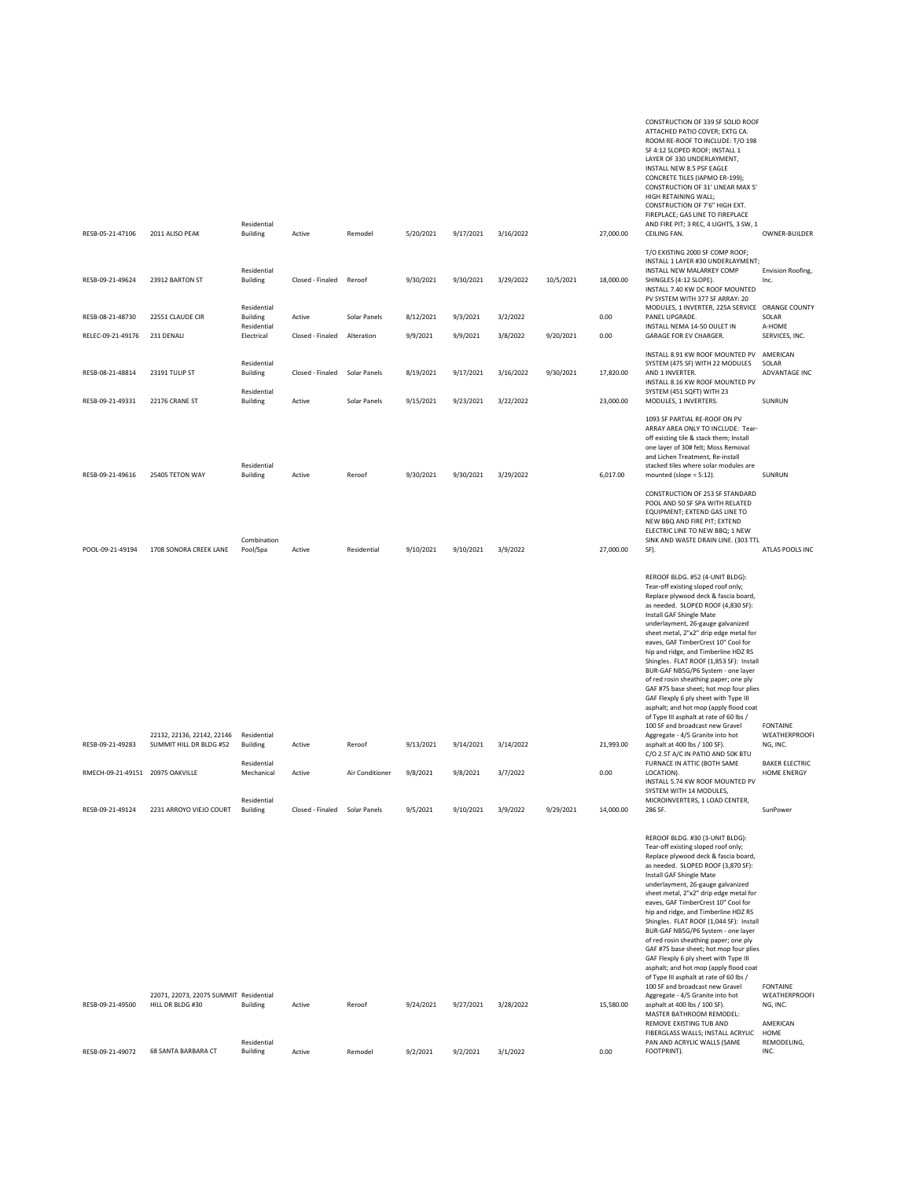| | | | | | | | | | | | |
|---|---|---|---|---|---|---|---|---|---|---|---|
| RESB-05-21-47106 | 2011 ALISO PEAK | Residential Building | Active | Remodel | 5/20/2021 | 9/17/2021 | 3/16/2022 | | 27,000.00 | CONSTRUCTION OF 339 SF SOLID ROOF ATTACHED PATIO COVER; EXTG CA. ROOM RE-ROOF TO INCLUDE: T/O 198 SF 4:12 SLOPED ROOF; INSTALL 1 LAYER OF 330 UNDERLAYMENT, INSTALL NEW 8.5 PSF EAGLE CONCRETE TILES (IAPMO ER-199); CONSTRUCTION OF 31' LINEAR MAX 5' HIGH RETAINING WALL; CONSTRUCTION OF 7'6" HIGH EXT. FIREPLACE; GAS LINE TO FIREPLACE AND FIRE PIT; 3 REC, 4 LIGHTS, 3 SW, 1 CEILING FAN. | OWNER-BUILDER |
| RESB-09-21-49624 | 23912 BARTON ST | Residential Building | Closed - Finaled | Reroof | 9/30/2021 | 9/30/2021 | 3/29/2022 | 10/5/2021 | 18,000.00 | T/O EXISTING 2000 SF COMP ROOF; INSTALL 1 LAYER #30 UNDERLAYMENT; INSTALL NEW MALARKEY COMP SHINGLES (4:12 SLOPE). | Envision Roofing, Inc. |
| RESB-08-21-48730 | 22551 CLAUDE CIR | Residential Building | Active | Solar Panels | 8/12/2021 | 9/3/2021 | 3/2/2022 | | 0.00 | INSTALL 7.40 KW DC ROOF MOUNTED PV SYSTEM WITH 377 SF ARRAY: 20 MODULES, 1 INVERTER, 225A SERVICE PANEL UPGRADE. | ORANGE COUNTY SOLAR |
| RELEC-09-21-49176 | 231 DENALI | Residential Electrical | Closed - Finaled | Alteration | 9/9/2021 | 9/9/2021 | 3/8/2022 | 9/20/2021 | 0.00 | INSTALL NEMA 14-50 OULET IN GARAGE FOR EV CHARGER. | A-HOME SERVICES, INC. |
| RESB-08-21-48814 | 23191 TULIP ST | Residential Building | Closed - Finaled | Solar Panels | 8/19/2021 | 9/17/2021 | 3/16/2022 | 9/30/2021 | 17,820.00 | INSTALL 8.91 KW ROOF MOUNTED PV SYSTEM (475 SF) WITH 22 MODULES AND 1 INVERTER. | AMERICAN SOLAR ADVANTAGE INC |
| RESB-09-21-49331 | 22176 CRANE ST | Residential Building | Active | Solar Panels | 9/15/2021 | 9/23/2021 | 3/22/2022 | | 23,000.00 | INSTALL 8.16 KW ROOF MOUNTED PV SYSTEM (451 SQFT) WITH 23 MODULES, 1 INVERTERS. | SUNRUN |
| RESB-09-21-49616 | 25405 TETON WAY | Residential Building | Active | Reroof | 9/30/2021 | 9/30/2021 | 3/29/2022 | | 6,017.00 | 1093 SF PARTIAL RE-ROOF ON PV ARRAY AREA ONLY TO INCLUDE: Tear-off existing tile & stack them; Install one layer of 30# felt; Moss Removal and Lichen Treatment, Re-install stacked tiles where solar modules are mounted (slope = 5:12). | SUNRUN |
| POOL-09-21-49194 | 1708 SONORA CREEK LANE | Combination Pool/Spa | Active | Residential | 9/10/2021 | 9/10/2021 | 3/9/2022 | | 27,000.00 | CONSTRUCTION OF 253 SF STANDARD POOL AND 50 SF SPA WITH RELATED EQUIPMENT; EXTEND GAS LINE TO NEW BBQ AND FIRE PIT; EXTEND ELECTRIC LINE TO NEW BBQ; 1 NEW SINK AND WASTE DRAIN LINE. (303 TTL SF). | ATLAS POOLS INC |
| RESB-09-21-49283 | 22132, 22136, 22142, 22146 SUMMIT HILL DR BLDG #52 | Residential Building | Active | Reroof | 9/13/2021 | 9/14/2021 | 3/14/2022 | | 21,993.00 | REROOF BLDG. #52 (4-UNIT BLDG): Tear-off existing sloped roof only; Replace plywood deck & fascia board, as needed. SLOPED ROOF (4,830 SF): Install GAF Shingle Mate underlayment, 26-gauge galvanized sheet metal, 2"x2" drip edge metal for eaves, GAF TimberCrest 10" Cool for hip and ridge, and Timberline HDZ RS Shingles. FLAT ROOF (1,853 SF): Install BUR-GAF NB5G/P6 System - one layer of red rosin sheathing paper; one ply GAF #75 base sheet; hot mop four plies GAF Flexply 6 ply sheet with Type III asphalt; and hot mop (apply flood coat of Type III asphalt at rate of 60 lbs / 100 SF and broadcast new Gravel Aggregate - 4/5 Granite into hot asphalt at 400 lbs / 100 SF). | FONTAINE WEATHERPROOFING, INC. |
| RMECH-09-21-49151 | 20975 OAKVILLE | Residential Mechanical | Active | Air Conditioner | 9/8/2021 | 9/8/2021 | 3/7/2022 | | 0.00 | C/O 2.5T A/C IN PATIO AND 50K BTU FURNACE IN ATTIC (BOTH SAME LOCATION). | BAKER ELECTRIC HOME ENERGY |
| RESB-09-21-49124 | 2231 ARROYO VIEJO COURT | Residential Building | Closed - Finaled | Solar Panels | 9/5/2021 | 9/10/2021 | 3/9/2022 | 9/29/2021 | 14,000.00 | INSTALL 5.74 KW ROOF MOUNTED PV SYSTEM WITH 14 MODULES, MICROINVERTERS, 1 LOAD CENTER, 286 SF. | SunPower |
| RESB-09-21-49500 | 22071, 22073, 22075 SUMMIT HILL DR BLDG #30 | Residential Building | Active | Reroof | 9/24/2021 | 9/27/2021 | 3/28/2022 | | 15,580.00 | REROOF BLDG. #30 (3-UNIT BLDG): Tear-off existing sloped roof only; Replace plywood deck & fascia board, as needed. SLOPED ROOF (3,870 SF): Install GAF Shingle Mate underlayment, 26-gauge galvanized sheet metal, 2"x2" drip edge metal for eaves, GAF TimberCrest 10" Cool for hip and ridge, and Timberline HDZ RS Shingles. FLAT ROOF (1,044 SF): Install BUR-GAF NB5G/P6 System - one layer of red rosin sheathing paper; one ply GAF #75 base sheet; hot mop four plies GAF Flexply 6 ply sheet with Type III asphalt; and hot mop (apply flood coat of Type III asphalt at rate of 60 lbs / 100 SF and broadcast new Gravel Aggregate - 4/5 Granite into hot asphalt at 400 lbs / 100 SF). | FONTAINE WEATHERPROOFING, INC. |
| RESB-09-21-49072 | 68 SANTA BARBARA CT | Residential Building | Active | Remodel | 9/2/2021 | 9/2/2021 | 3/1/2022 | | 0.00 | MASTER BATHROOM REMODEL: REMOVE EXISTING TUB AND FIBERGLASS WALLS; INSTALL ACRYLIC PAN AND ACRYLIC WALLS (SAME FOOTPRINT). | AMERICAN HOME REMODELING, INC. |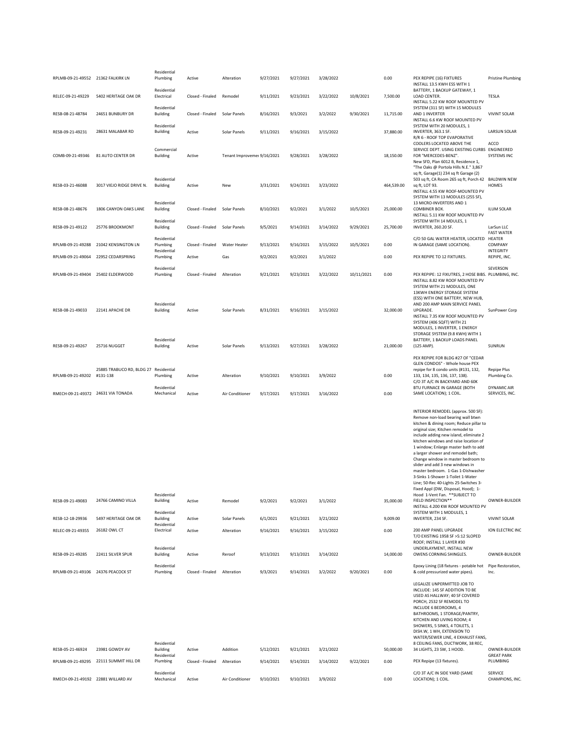| | | | | | | | | | | | |
|---|---|---|---|---|---|---|---|---|---|---|---|
| RPLMB-09-21-49552 | 21362 FALKIRK LN | Residential Plumbing | Active | Alteration | 9/27/2021 | 9/27/2021 | 3/28/2022 | | 0.00 | PEX REPIPE (16) FIXTURES | Pristine Plumbing |
| RELEC-09-21-49229 | 5402 HERITAGE OAK DR | Residential Electrical | Closed - Finaled | Remodel | 9/11/2021 | 9/23/2021 | 3/22/2022 | 10/8/2021 | 7,500.00 | INSTALL 13.5 KWH ESS WITH 1 BATTERY, 1 BACKUP GATEWAY, 1 LOAD CENTER. | TESLA |
| RESB-08-21-48784 | 24651 BUNBURY DR | Residential Building | Closed - Finaled | Solar Panels | 8/16/2021 | 9/3/2021 | 3/2/2022 | 9/30/2021 | 11,715.00 | INSTALL 5.22 KW ROOF MOUNTED PV SYSTEM (311 SF) WITH 15 MODULES AND 1 INVERTER | VIVINT SOLAR |
| RESB-09-21-49231 | 28631 MALABAR RD | Residential Building | Active | Solar Panels | 9/11/2021 | 9/16/2021 | 3/15/2022 | | 37,880.00 | INSTALL 6.6 KW ROOF MOUNTED PV SYSTEM WITH 20 MODULES, 1 INVERTER, 363.1 SF. | LARSUN SOLAR |
| COMB-09-21-49346 | 81 AUTO CENTER DR | Commercial Building | Active | Tenant Improvemer | 9/16/2021 | 9/28/2021 | 3/28/2022 | | 18,150.00 | R/R 6 - ROOF TOP EVAPORATIVE COOLERS LOCATED ABOVE THE SERVICE DEPT. USING EXISTING CURBS FOR "MERCEDES-BENZ". | ACCO ENGINEERED SYSTEMS INC |
| RESB-03-21-46088 | 3017 VIEJO RIDGE DRIVE N. | Residential Building | Active | New | 3/31/2021 | 9/24/2021 | 3/23/2022 | | 464,539.00 | New SFD, Plan 6012 B, Residence 1, "The Oaks @ Portola Hills N.E." 3,867 sq ft, Garage(1) 234 sq ft Garage (2) 503 sq ft, CA Room 265 sq ft, Porch 42 sq ft, LOT 93. | BALDWIN NEW HOMES |
| RESB-08-21-48676 | 1806 CANYON OAKS LANE | Residential Building | Closed - Finaled | Solar Panels | 8/10/2021 | 9/2/2021 | 3/1/2022 | 10/5/2021 | 25,000.00 | INSTALL 4.55 KW ROOF-MOUNTED PV SYSTEM WITH 13 MODULES (255 SF), 13 MICRO-INVERTERS AND 1 COMBINER BOX. | ILUM SOLAR |
| RESB-09-21-49122 | 25776 BROOKMONT | Residential Building | Closed - Finaled | Solar Panels | 9/5/2021 | 9/14/2021 | 3/14/2022 | 9/29/2021 | 25,700.00 | INSTALL 5.11 KW ROOF MOUNTED PV SYSTEM WITH 14 MDULES, 1 INVERTER, 260.20 SF. | LarSun LLC |
| RPLMB-09-21-49288 | 21042 KENSINGTON LN | Residential Plumbing | Closed - Finaled | Water Heater | 9/13/2021 | 9/16/2021 | 3/15/2022 | 10/5/2021 | 0.00 | C/O 50 GAL WATER HEATER, LOCATED IN GARAGE (SAME LOCATION). | FAST WATER HEATER COMPANY |
| RPLMB-09-21-49064 | 22952 CEDARSPRING | Residential Plumbing | Active | Gas | 9/2/2021 | 9/2/2021 | 3/1/2022 | | 0.00 | PEX REPIPE TO 12 FIXTURES. | INTEGRITY REPIPE, INC. |
| RPLMB-09-21-49404 | 25402 ELDERWOOD | Residential Plumbing | Closed - Finaled | Alteration | 9/21/2021 | 9/23/2021 | 3/22/2022 | 10/11/2021 | 0.00 | PEX REPIPE: 12 FIXUTRES, 2 HOSE BIBS. | SEVERSON PLUMBING, INC. |
| RESB-08-21-49033 | 22141 APACHE DR | Residential Building | Active | Solar Panels | 8/31/2021 | 9/16/2021 | 3/15/2022 | | 32,000.00 | INSTALL 8.82 KW ROOF MOUNTED PV SYSTEM WITH 21 MODULES, ONE 13KWH ENERGY STORAGE SYSTEM (ESS) WITH ONE BATTERY, NEW HUB, AND 200 AMP MAIN SERVICE PANEL UPGRADE. | SunPower Corp |
| RESB-09-21-49267 | 25716 NUGGET | Residential Building | Active | Solar Panels | 9/13/2021 | 9/27/2021 | 3/28/2022 | | 21,000.00 | INSTALL 7.35 KW ROOF MOUNTED PV SYSTEM (406 SQFT) WITH 21 MODULES, 1 INVERTER, 1 ENERGY STORAGE SYSTEM (9.8 KWH) WITH 1 BATTERY, 1 BACKUP LOADS PANEL (125 AMP). | SUNRUN |
| RPLMB-09-21-49202 | 25885 TRABUCO RD, BLDG 27 #131-138 | Residential Plumbing | Active | Alteration | 9/10/2021 | 9/10/2021 | 3/9/2022 | | 0.00 | PEX REPIPE FOR BLDG #27 OF "CEDAR GLEN CONDOS" - Whole house PEX repipe for 8 condo units (#131, 132, 133, 134, 135, 136, 137, 138). | Repipe Plus Plumbing Co. |
| RMECH-09-21-49372 | 24631 VIA TONADA | Residential Mechanical | Active | Air Conditioner | 9/17/2021 | 9/17/2021 | 3/16/2022 | | 0.00 | C/O 3T A/C IN BACKYARD AND 60K BTU FURNACE IN GARAGE (BOTH SAME LOCATION); 1 COIL. | DYNAMIC AIR SERVICES, INC. |
| RESB-09-21-49083 | 24766 CAMINO VILLA | Residential Building | Active | Remodel | 9/2/2021 | 9/2/2021 | 3/1/2022 | | 35,000.00 | INTERIOR REMODEL (approx. 500 SF): Remove non-load bearing wall btwn kitchen & dining room; Reduce pillar to original size; Kitchen remodel to include adding new island, eliminate 2 kitchen windows and raise location of 1 window; Enlarge master bath to add a larger shower and remodel bath; Change window in master bedroom to slider and add 3 new windows in master bedroom. 1-Gas 1-Dishwasher 3-Sinks 1-Shower 1-Toilet 1-Water Line; 50-Rec 40-Lights 25-Switches 3-Fixed Appl (DW, Disposal, Hood); 1-Hood 1-Vent Fan. **SUBJECT TO FIELD INSPECTION** | OWNER-BUILDER |
| RESB-12-18-29936 | 5497 HERITAGE OAK DR | Residential Building | Active | Solar Panels | 6/1/2021 | 9/21/2021 | 3/21/2022 | | 9,009.00 | INSTALL 4.200 KW ROOF MOUNTED PV SYSTEM WITH 1 MODULES, 1 INVERTER, 234 SF. | VIVINT SOLAR |
| RELEC-09-21-49355 | 26182 OWL CT | Residential Electrical | Active | Alteration | 9/16/2021 | 9/16/2021 | 3/15/2022 | | 0.00 | 200 AMP PANEL UPGRADE | ION ELECTRIC INC |
| RESB-09-21-49285 | 22411 SILVER SPUR | Residential Building | Active | Reroof | 9/13/2021 | 9/13/2021 | 3/14/2022 | | 14,000.00 | T/O EXISTING 1958 SF >5:12 SLOPED ROOF; INSTALL 1 LAYER #30 UNDERLAYMENT, INSTALL NEW OWENS CORNING SHINGLES. | OWNER-BUILDER |
| RPLMB-09-21-49106 | 24376 PEACOCK ST | Residential Plumbing | Closed - Finaled | Alteration | 9/3/2021 | 9/14/2021 | 3/2/2022 | 9/20/2021 | 0.00 | Epoxy Lining (18 fixtures - potable hot & cold pressurized water pipes). | Pipe Restoration, Inc. |
| RESB-05-21-46924 | 23981 GOWDY AV | Residential Building | Active | Addition | 5/12/2021 | 9/21/2021 | 3/21/2022 | | 50,000.00 | LEGALIZE UNPERMITTED JOB TO INCLUDE: 145 SF ADDITION TO BE USED AS HALLWAY; 40 SF COVERED PORCH, 2532 SF REMODEL TO INCLUDE 6 BEDROOMS, 4 BATHROOMS, 1 STORAGE/PANTRY, KITCHEN AND LIVING ROOM; 4 SHOWERS, 5 SINKS, 4 TOILETS, 1 DISH.W, 1 WH, EXTENSION TO WATER/SEWER LINE, 4 EXHAUST FANS, 8 CEILING FANS, DUCTWORK, 38 REC, 34 LIGHTS, 23 SW, 1 HOOD. | OWNER-BUILDER |
| RPLMB-09-21-49295 | 22111 SUMMIT HILL DR | Residential Plumbing | Closed - Finaled | Alteration | 9/14/2021 | 9/14/2021 | 3/14/2022 | 9/22/2021 | 0.00 | PEX Repipe (13 fixtures). | GREAT PARK PLUMBING |
| RMECH-09-21-49192 | 22881 WILLARD AV | Residential Mechanical | Active | Air Conditioner | 9/10/2021 | 9/10/2021 | 3/9/2022 | | 0.00 | C/O 3T A/C IN SIDE YARD (SAME LOCATION); 1 COIL. | SERVICE CHAMPIONS, INC. |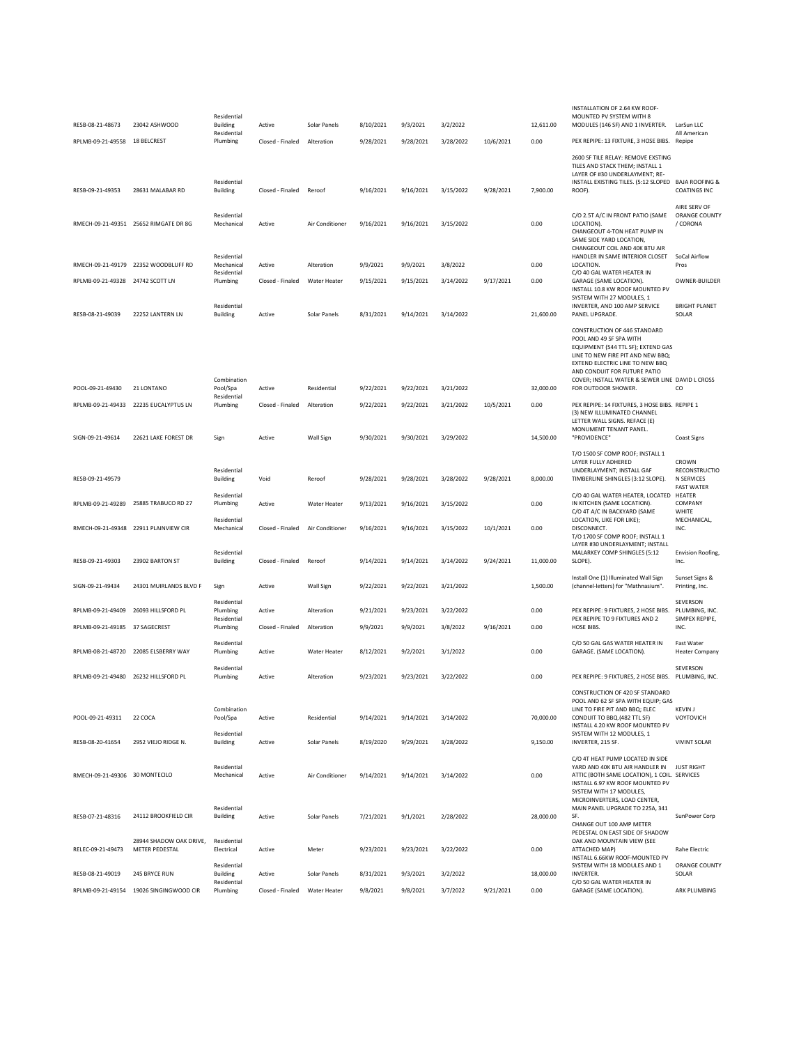| | | | | | | | | | | | |
|---|---|---|---|---|---|---|---|---|---|---|---|
| RESB-08-21-48673 | 23042 ASHWOOD | Residential Building | Active | Solar Panels | 8/10/2021 | 9/3/2021 | 3/2/2022 | | 12,611.00 | INSTALLATION OF 2.64 KW ROOF-MOUNTED PV SYSTEM WITH 8 MODULES (146 SF) AND 1 INVERTER. | LarSun LLC |
| RPLMB-09-21-49558 | 18 BELCREST | Residential Plumbing | Closed - Finaled | Alteration | 9/28/2021 | 9/28/2021 | 3/28/2022 | 10/6/2021 | 0.00 | PEX REPIPE: 13 FIXTURE, 3 HOSE BIBS. | All American Repipe |
| RESB-09-21-49353 | 28631 MALABAR RD | Residential Building | Closed - Finaled | Reroof | 9/16/2021 | 9/16/2021 | 3/15/2022 | 9/28/2021 | 7,900.00 | 2600 SF TILE RELAY: REMOVE EXSTING TILES AND STACK THEM; INSTALL 1 LAYER OF #30 UNDERLAYMENT; RE-INSTALL EXISTING TILES. (5:12 SLOPED ROOF). | BAJA ROOFING & COATINGS INC |
| RMECH-09-21-49351 | 25652 RIMGATE DR 8G | Residential Mechanical | Active | Air Conditioner | 9/16/2021 | 9/16/2021 | 3/15/2022 | | 0.00 | C/O 2.5T A/C IN FRONT PATIO (SAME LOCATION). | AIRE SERV OF ORANGE COUNTY / CORONA |
| RMECH-09-21-49179 | 22352 WOODBLUFF RD | Residential Mechanical | Active | Alteration | 9/9/2021 | 9/9/2021 | 3/8/2022 | | 0.00 | CHANGEOUT 4-TON HEAT PUMP IN SAME SIDE YARD LOCATION, CHANGEOUT COIL AND 40K BTU AIR HANDLER IN SAME INTERIOR CLOSET LOCATION. | SoCal Airflow Pros |
| RPLMB-09-21-49328 | 24742 SCOTT LN | Residential Plumbing | Closed - Finaled | Water Heater | 9/15/2021 | 9/15/2021 | 3/14/2022 | 9/17/2021 | 0.00 | C/O 40 GAL WATER HEATER IN GARAGE (SAME LOCATION). | OWNER-BUILDER |
| RESB-08-21-49039 | 22252 LANTERN LN | Residential Building | Active | Solar Panels | 8/31/2021 | 9/14/2021 | 3/14/2022 | | 21,600.00 | INSTALL 10.8 KW ROOF MOUNTED PV SYSTEM WITH 27 MODULES, 1 INVERTER, AND 100 AMP SERVICE PANEL UPGRADE. | BRIGHT PLANET SOLAR |
| POOL-09-21-49430 | 21 LONTANO | Combination Pool/Spa | Active | Residential | 9/22/2021 | 9/22/2021 | 3/21/2022 | | 32,000.00 | CONSTRUCTION OF 446 STANDARD POOL AND 49 SF SPA WITH EQUIPMENT (544 TTL SF); EXTEND GAS LINE TO NEW FIRE PIT AND NEW BBQ; EXTEND ELECTRIC LINE TO NEW BBQ AND CONDUIT FOR FUTURE PATIO COVER; INSTALL WATER & SEWER LINE FOR OUTDOOR SHOWER. | DAVID L CROSS CO |
| RPLMB-09-21-49433 | 22235 EUCALYPTUS LN | Residential Plumbing | Closed - Finaled | Alteration | 9/22/2021 | 9/22/2021 | 3/21/2022 | 10/5/2021 | 0.00 | PEX REPIPE: 14 FIXTURES, 3 HOSE BIBS. | REPIPE 1 |
| SIGN-09-21-49614 | 22621 LAKE FOREST DR | Sign | Active | Wall Sign | 9/30/2021 | 9/30/2021 | 3/29/2022 | | 14,500.00 | (3) NEW ILLUMINATED CHANNEL LETTER WALL SIGNS. REFACE (E) MONUMENT TENANT PANEL. "PROVIDENCE" | Coast Signs |
| RESB-09-21-49579 | | Residential Building | Void | Reroof | 9/28/2021 | 9/28/2021 | 3/28/2022 | 9/28/2021 | 8,000.00 | T/O 1500 SF COMP ROOF; INSTALL 1 LAYER FULLY ADHERED UNDERLAYMENT; INSTALL GAF TIMBERLINE SHINGLES (3:12 SLOPE). | CROWN RECONSTRUCTIO N SERVICES |
| RPLMB-09-21-49289 | 25885 TRABUCO RD 27 | Residential Plumbing | Active | Water Heater | 9/13/2021 | 9/16/2021 | 3/15/2022 | | 0.00 | C/O 40 GAL WATER HEATER, LOCATED IN KITCHEN (SAME LOCATION). | FAST WATER HEATER COMPANY |
| RMECH-09-21-49348 | 22911 PLAINVIEW CIR | Residential Mechanical | Closed - Finaled | Air Conditioner | 9/16/2021 | 9/16/2021 | 3/15/2022 | 10/1/2021 | 0.00 | C/O 4T A/C IN BACKYARD (SAME LOCATION, LIKE FOR LIKE); DISCONNECT. | WHITE MECHANICAL, INC. |
| RESB-09-21-49303 | 23902 BARTON ST | Residential Building | Closed - Finaled | Reroof | 9/14/2021 | 9/14/2021 | 3/14/2022 | 9/24/2021 | 11,000.00 | T/O 1700 SF COMP ROOF; INSTALL 1 LAYER #30 UNDERLAYMENT; INSTALL MALARKEY COMP SHINGLES (5:12 SLOPE). | Envision Roofing, Inc. |
| SIGN-09-21-49434 | 24301 MUIRLANDS BLVD F | Sign | Active | Wall Sign | 9/22/2021 | 9/22/2021 | 3/21/2022 | | 1,500.00 | Install One (1) Illuminated Wall Sign (channel-letters) for "Mathnasium". | Sunset Signs & Printing, Inc. |
| RPLMB-09-21-49409 | 26093 HILLSFORD PL | Residential Plumbing | Active | Alteration | 9/21/2021 | 9/23/2021 | 3/22/2022 | | 0.00 | PEX REPIPE: 9 FIXTURES, 2 HOSE BIBS. | SEVERSON PLUMBING, INC. |
| RPLMB-09-21-49185 | 37 SAGECREST | Residential Plumbing | Closed - Finaled | Alteration | 9/9/2021 | 9/9/2021 | 3/8/2022 | 9/16/2021 | 0.00 | PEX REPIPE TO 9 FIXTURES AND 2 HOSE BIBS. | SIMPEX REPIPE, INC. |
| RPLMB-08-21-48720 | 22085 ELSBERRY WAY | Residential Plumbing | Active | Water Heater | 8/12/2021 | 9/2/2021 | 3/1/2022 | | 0.00 | C/O 50 GAL GAS WATER HEATER IN GARAGE. (SAME LOCATION). | Fast Water Heater Company |
| RPLMB-09-21-49480 | 26232 HILLSFORD PL | Residential Plumbing | Active | Alteration | 9/23/2021 | 9/23/2021 | 3/22/2022 | | 0.00 | PEX REPIPE: 9 FIXTURES, 2 HOSE BIBS. | SEVERSON PLUMBING, INC. |
| POOL-09-21-49311 | 22 COCA | Combination Pool/Spa | Active | Residential | 9/14/2021 | 9/14/2021 | 3/14/2022 | | 70,000.00 | CONSTRUCTION OF 420 SF STANDARD POOL AND 62 SF SPA WITH EQUIP; GAS LINE TO FIRE PIT AND BBQ; ELEC CONDUIT TO BBQ.(482 TTL SF) | KEVIN J VOYTOVICH |
| RESB-08-20-41654 | 2952 VIEJO RIDGE N. | Residential Building | Active | Solar Panels | 8/19/2020 | 9/29/2021 | 3/28/2022 | | 9,150.00 | INSTALL 4.20 KW ROOF MOUNTED PV SYSTEM WITH 12 MODULES, 1 INVERTER, 215 SF. | VIVINT SOLAR |
| RMECH-09-21-49306 | 30 MONTECILO | Residential Mechanical | Active | Air Conditioner | 9/14/2021 | 9/14/2021 | 3/14/2022 | | 0.00 | C/O 4T HEAT PUMP LOCATED IN SIDE YARD AND 40K BTU AIR HANDLER IN ATTIC (BOTH SAME LOCATION), 1 COIL. | JUST RIGHT SERVICES |
| RESB-07-21-48316 | 24112 BROOKFIELD CIR | Residential Building | Active | Solar Panels | 7/21/2021 | 9/1/2021 | 2/28/2022 | | 28,000.00 | INSTALL 6.97 KW ROOF MOUNTED PV SYSTEM WITH 17 MODULES, MICROINVERTERS, LOAD CENTER, MAIN PANEL UPGRADE TO 225A, 341 SF. | SunPower Corp |
| RELEC-09-21-49473 | 28944 SHADOW OAK DRIVE, METER PEDESTAL | Residential Electrical | Active | Meter | 9/23/2021 | 9/23/2021 | 3/22/2022 | | 0.00 | CHANGE OUT 100 AMP METER PEDESTAL ON EAST SIDE OF SHADOW OAK AND MOUNTAIN VIEW (SEE ATTACHED MAP) | Rahe Electric |
| RESB-08-21-49019 | 245 BRYCE RUN | Residential Building | Active | Solar Panels | 8/31/2021 | 9/3/2021 | 3/2/2022 | | 18,000.00 | INSTALL 6.66KW ROOF-MOUNTED PV SYSTEM WITH 18 MODULES AND 1 INVERTER. | ORANGE COUNTY SOLAR |
| RPLMB-09-21-49154 | 19026 SINGINGWOOD CIR | Residential Plumbing | Closed - Finaled | Water Heater | 9/8/2021 | 9/8/2021 | 3/7/2022 | 9/21/2021 | 0.00 | C/O 50 GAL WATER HEATER IN GARAGE (SAME LOCATION). | ARK PLUMBING |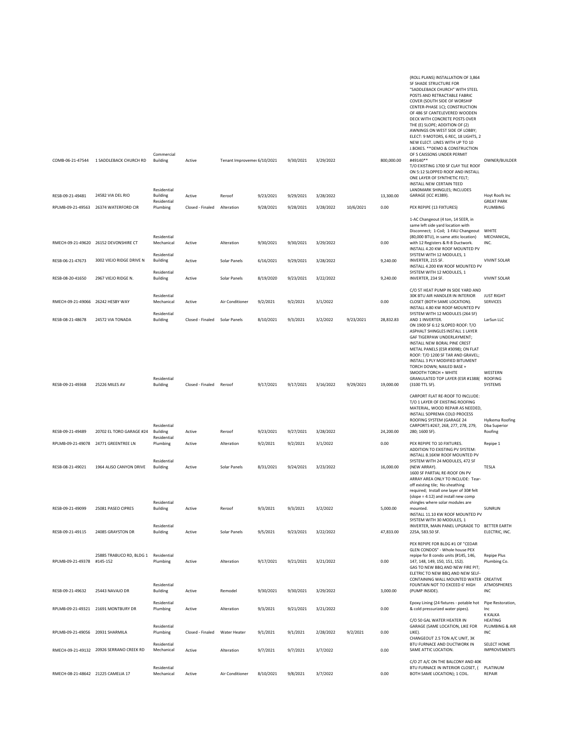| | | | | | | | | | | | |
|---|---|---|---|---|---|---|---|---|---|---|---|
| COMB-06-21-47544 | 1 SADDLEBACK CHURCH RD | Commercial Building | Active | Tenant Improvemen | 6/10/2021 | 9/30/2021 | 3/29/2022 | | 800,000.00 | (ROLL PLANS) INSTALLATION OF 3,864 SF SHADE STRUCTURE FOR "SADDLEBACK CHURCH" WITH STEEL POSTS AND RETRACTABLE FABRIC COVER (SOUTH SIDE OF WORSHIP CENTER-PHASE 1C); CONSTRUCTION OF 486 SF CANTELEVERED WOODEN DECK WITH CONCRETE POSTS OVER THE (E) SLOPE; ADDITION OF (2) AWNINGS ON WEST SIDE OF LOBBY; ELECT: 9 MOTORS, 6 REC, 18 LIGHTS, 2 NEW ELECT. LINES WITH UP TO 10 J.BOXES. **DEMO & CONSTRUCTION OF 5 CAISSONS UNDER PERMIT #49140** | OWNER/BUILDER |
| RESB-09-21-49481 | 24582 VIA DEL RIO | Residential Building | Active | Reroof | 9/23/2021 | 9/29/2021 | 3/28/2022 | | 13,300.00 | T/O EXISTING 1700 SF CLAY TILE ROOF ON 5:12 SLOPPED ROOF AND INSTALL ONE LAYER OF SYNTHETIC FELT; INSTALL NEW CERTAIN TEED LANDMARK SHINGLES; INCLUDES GARAGE (ICC #1389). | Hoyt Roofs Inc |
| RPLMB-09-21-49563 | 26374 WATERFORD CIR | Residential Plumbing | Closed - Finaled | Alteration | 9/28/2021 | 9/28/2021 | 3/28/2022 | 10/6/2021 | 0.00 | PEX REPIPE (13 FIXTURES) | GREAT PARK PLUMBING |
| RMECH-09-21-49620 | 26152 DEVONSHIRE CT | Residential Mechanical | Active | Alteration | 9/30/2021 | 9/30/2021 | 3/29/2022 | | 0.00 | 1-AC Changeout (4 ton, 14 SEER, in same left side yard location with Disconnect; 1-Coil; 1-FAU Changeout (80,000 BTU), in same attic location) with 12 Registers & R-8 Ductwork. | WHITE MECHANICAL, INC. |
| RESB-06-21-47673 | 3002 VIEJO RIDGE DRIVE N | Residential Building | Active | Solar Panels | 6/16/2021 | 9/29/2021 | 3/28/2022 | | 9,240.00 | INSTALL 4.20 KW ROOF MOUNTED PV SYSTEM WITH 12 MODULES, 1 INVERTER, 215 SF. | VIVINT SOLAR |
| RESB-08-20-41650 | 2967 VIEJO RIDGE N. | Residential Building | Active | Solar Panels | 8/19/2020 | 9/23/2021 | 3/22/2022 | | 9,240.00 | INSTALL 4.200 KW ROOF MOUNTED PV SYSTEM WITH 12 MODULES, 1 INVERTER, 234 SF. | VIVINT SOLAR |
| RMECH-09-21-49066 | 26242 HESBY WAY | Residential Mechanical | Active | Air Conditioner | 9/2/2021 | 9/2/2021 | 3/1/2022 | | 0.00 | C/O 5T HEAT PUMP IN SIDE YARD AND 30K BTU AIR HANDLER IN INTERIOR CLOSET (BOTH SAME LOCATION). | JUST RIGHT SERVICES |
| RESB-08-21-48678 | 24572 VIA TONADA | Residential Building | Closed - Finaled | Solar Panels | 8/10/2021 | 9/3/2021 | 3/2/2022 | 9/23/2021 | 28,832.83 | INSTALL 4.80 KW ROOF-MOUNTED PV SYSTEM WITH 12 MODULES (264 SF) AND 1 INVERTER. | LarSun LLC |
| RESB-09-21-49368 | 25226 MILES AV | Residential Building | Closed - Finaled | Reroof | 9/17/2021 | 9/17/2021 | 3/16/2022 | 9/29/2021 | 19,000.00 | ON 1900 SF 6:12 SLOPED ROOF: T/O ASPHALT SHINGLES INSTALL 1 LAYER GAF TIGERPAW UNDERLAYMENT; INSTALL NEW BORAL PINE CREST METAL PANELS (ESR #3098); ON FLAT ROOF: T/O 1200 SF TAR AND GRAVEL; INSTALL 3 PLY MODIFIED BITUMENT TORCH DOWN; NAILED BASE + SMOOTH TORCH + WHITE GRANULATED TOP LAYER (ESR #1388( (3100 TTL SF). | WESTERN ROOFING SYSTEMS |
| RESB-09-21-49489 | 20702 EL TORO GARAGE #24 | Residential Building | Active | Reroof | 9/23/2021 | 9/27/2021 | 3/28/2022 | | 24,200.00 | CARPORT FLAT RE-ROOF TO INCLUDE: T/O 1 LAYER OF EXISTING ROOFING MATERIAL, WOOD REPAIR AS NEEDED, INSTALL SOPREMA COLD PROCESS ROOFING SYSTEM (GARAGE 24 CARPORTS #267, 268, 277, 278, 279, 280; 1600 SF). | Hylkema Roofing Dba Superior Roofing |
| RPLMB-09-21-49078 | 24771 GREENTREE LN | Residential Plumbing | Active | Alteration | 9/2/2021 | 9/2/2021 | 3/1/2022 | | 0.00 | PEX REPIPE TO 10 FIXTURES. | Repipe 1 |
| RESB-08-21-49021 | 1964 ALISO CANYON DRIVE | Residential Building | Active | Solar Panels | 8/31/2021 | 9/24/2021 | 3/23/2022 | | 16,000.00 | ADDITION TO EXISTING PV SYSTEM: INSTALL 8.16KW ROOF MOUNTED PV SYSTEM WITH 24 MODULES, 472 SF (NEW ARRAY). | TESLA |
| RESB-09-21-49099 | 25081 PASEO CIPRES | Residential Building | Active | Reroof | 9/3/2021 | 9/3/2021 | 3/2/2022 | | 5,000.00 | 1600 SF PARTIAL RE-ROOF ON PV ARRAY AREA ONLY TO INCLUDE: Tear-off existing tile; No sheathing required; Install one layer of 30# felt (slope = 4:12) and install new comp shingles where solar modules are mounted. | SUNRUN |
| RESB-09-21-49115 | 24085 GRAYSTON DR | Residential Building | Active | Solar Panels | 9/5/2021 | 9/23/2021 | 3/22/2022 | | 47,833.00 | INSTALL 11.10 KW ROOF MOUNTED PV SYSTEM WITH 30 MODULES, 1 INVERTER, MAIN PANEL UPGRADE TO 225A, 583.50 SF. | BETTER EARTH ELECTRIC, INC. |
| RPLMB-09-21-49378 | 25885 TRABUCO RD, BLDG 1 #145-152 | Residential Plumbing | Active | Alteration | 9/17/2021 | 9/21/2021 | 3/21/2022 | | 0.00 | PEX REPIPE FOR BLDG #1 OF "CEDAR GLEN CONDOS" - Whole house PEX repipe for 8 condo units (#145, 146, 147, 148, 149, 150, 151, 152). | Repipe Plus Plumbing Co. |
| RESB-09-21-49632 | 25443 NAVAJO DR | Residential Building | Active | Remodel | 9/30/2021 | 9/30/2021 | 3/29/2022 | | 3,000.00 | GAS TO NEW BBQ AND NEW FIRE PIT; ELETRIC TO NEW BBQ AND NEW SELF-CONTAINING WALL MOUNTED WATER FOUNTAIN NOT TO EXCEED 6' HIGH (PUMP INSIDE). | CREATIVE ATMOSPHERES INC |
| RPLMB-09-21-49321 | 21691 MONTBURY DR | Residential Plumbing | Active | Alteration | 9/3/2021 | 9/21/2021 | 3/21/2022 | | 0.00 | Epoxy Lining (24 fixtures - potable hot & cold pressurized water pipes). | Pipe Restoration, Inc |
| RPLMB-09-21-49056 | 20931 SHARMILA | Residential Plumbing | Closed - Finaled | Water Heater | 9/1/2021 | 9/1/2021 | 2/28/2022 | 9/2/2021 | 0.00 | C/O 50 GAL WATER HEATER IN GARAGE (SAME LOCATION, LIKE FOR LIKE). | K KALKA HEATING PLUMBING & AIR INC |
| RMECH-09-21-49132 | 20926 SERRANO CREEK RD | Residential Mechanical | Active | Alteration | 9/7/2021 | 9/7/2021 | 3/7/2022 | | 0.00 | CHANGEOUT 2.5 TON A/C UNIT, 3K BTU FURNACE AND DUCTWORK IN SAME ATTIC LOCATION. | SELECT HOME IMPROVEMENTS |
| RMECH-08-21-48642 | 21225 CAMELIA 17 | Residential Mechanical | Active | Air Conditioner | 8/10/2021 | 9/8/2021 | 3/7/2022 | | 0.00 | C/O 2T A/C ON THE BALCONY AND 40K BTU FURNACE IN INTERIOR CLOSET, ( BOTH SAME LOCATION); 1 COIL. | PLATINUM REPAIR |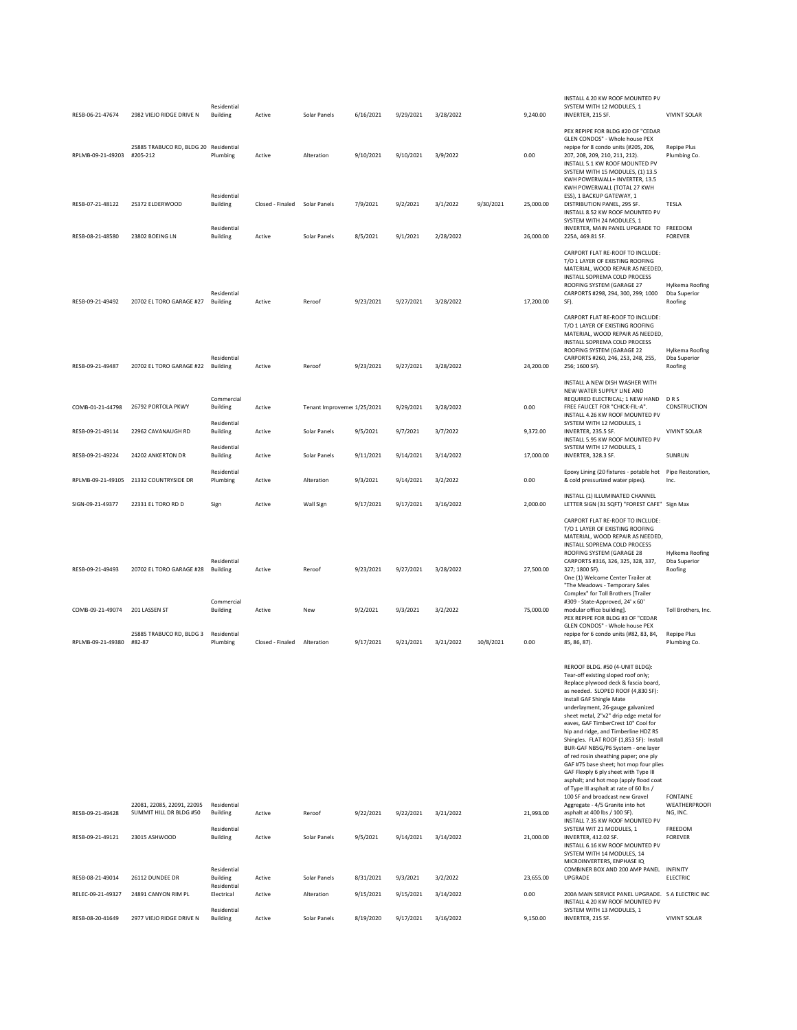| | | | | | | | | | | | |
|---|---|---|---|---|---|---|---|---|---|---|---|
| RESB-06-21-47674 | 2982 VIEJO RIDGE DRIVE N | Residential Building | Active | Solar Panels | 6/16/2021 | 9/29/2021 | 3/28/2022 | | 9,240.00 | INSTALL 4.20 KW ROOF MOUNTED PV SYSTEM WITH 12 MODULES, 1 INVERTER, 215 SF. | VIVINT SOLAR |
| RPLMB-09-21-49203 | 25885 TRABUCO RD, BLDG 20 #205-212 | Residential Plumbing | Active | Alteration | 9/10/2021 | 9/10/2021 | 3/9/2022 | | 0.00 | PEX REPIPE FOR BLDG #20 OF "CEDAR GLEN CONDOS" - Whole house PEX repipe for 8 condo units (#205, 206, 207, 208, 209, 210, 211, 212). | Repipe Plus Plumbing Co. |
| RESB-07-21-48122 | 25372 ELDERWOOD | Residential Building | Closed - Finaled | Solar Panels | 7/9/2021 | 9/2/2021 | 3/1/2022 | 9/30/2021 | 25,000.00 | INSTALL 5.1 KW ROOF MOUNTED PV SYSTEM WITH 15 MODULES, (1) 13.5 KWH POWERWALL+ INVERTER, 13.5 KWH POWERWALL (TOTAL 27 KWH ESS), 1 BACKUP GATEWAY, 1 DISTRIBUTION PANEL, 295 SF. | TESLA |
| RESB-08-21-48580 | 23802 BOEING LN | Residential Building | Active | Solar Panels | 8/5/2021 | 9/1/2021 | 2/28/2022 | | 26,000.00 | INSTALL 8.52 KW ROOF MOUNTED PV SYSTEM WITH 24 MODULES, 1 INVERTER, MAIN PANEL UPGRADE TO 225A, 469.81 SF. | FREEDOM FOREVER |
| RESB-09-21-49492 | 20702 EL TORO GARAGE #27 | Residential Building | Active | Reroof | 9/23/2021 | 9/27/2021 | 3/28/2022 | | 17,200.00 | CARPORT FLAT RE-ROOF TO INCLUDE: T/O 1 LAYER OF EXISTING ROOFING MATERIAL, WOOD REPAIR AS NEEDED, INSTALL SOPREMA COLD PROCESS ROOFING SYSTEM (GARAGE 27 CARPORTS #298, 294, 300, 299; 1000 SF). | Hylkema Roofing Dba Superior Roofing |
| RESB-09-21-49487 | 20702 EL TORO GARAGE #22 | Residential Building | Active | Reroof | 9/23/2021 | 9/27/2021 | 3/28/2022 | | 24,200.00 | CARPORT FLAT RE-ROOF TO INCLUDE: T/O 1 LAYER OF EXISTING ROOFING MATERIAL, WOOD REPAIR AS NEEDED, INSTALL SOPREMA COLD PROCESS ROOFING SYSTEM (GARAGE 22 CARPORTS #260, 246, 253, 248, 255, 256; 1600 SF). | Hylkema Roofing Dba Superior Roofing |
| COMB-01-21-44798 | 26792 PORTOLA PKWY | Commercial Building | Active | Tenant Improvemen | 1/25/2021 | 9/29/2021 | 3/28/2022 | | 0.00 | INSTALL A NEW DISH WASHER WITH NEW WATER SUPPLY LINE AND REQUIRED ELECTRICAL; 1 NEW HAND FREE FAUCET FOR "CHICK-FIL-A". | D R S CONSTRUCTION |
| RESB-09-21-49114 | 22962 CAVANAUGH RD | Residential Building | Active | Solar Panels | 9/5/2021 | 9/7/2021 | 3/7/2022 | | 9,372.00 | INSTALL 4.26 KW ROOF MOUNTED PV SYSTEM WITH 12 MODULES, 1 INVERTER, 235.5 SF. | VIVINT SOLAR |
| RESB-09-21-49224 | 24202 ANKERTON DR | Residential Building | Active | Solar Panels | 9/11/2021 | 9/14/2021 | 3/14/2022 | | 17,000.00 | INSTALL 5.95 KW ROOF MOUNTED PV SYSTEM WITH 17 MODULES, 1 INVERTER, 328.3 SF. | SUNRUN |
| RPLMB-09-21-49105 | 21332 COUNTRYSIDE DR | Residential Plumbing | Active | Alteration | 9/3/2021 | 9/14/2021 | 3/2/2022 | | 0.00 | Epoxy Lining (20 fixtures - potable hot & cold pressurized water pipes). | Pipe Restoration, Inc. |
| SIGN-09-21-49377 | 22331 EL TORO RD D | Sign | Active | Wall Sign | 9/17/2021 | 9/17/2021 | 3/16/2022 | | 2,000.00 | INSTALL (1) ILLUMINATED CHANNEL LETTER SIGN (31 SQFT) "FOREST CAFE" | Sign Max |
| RESB-09-21-49493 | 20702 EL TORO GARAGE #28 | Residential Building | Active | Reroof | 9/23/2021 | 9/27/2021 | 3/28/2022 | | 27,500.00 | CARPORT FLAT RE-ROOF TO INCLUDE: T/O 1 LAYER OF EXISTING ROOFING MATERIAL, WOOD REPAIR AS NEEDED, INSTALL SOPREMA COLD PROCESS ROOFING SYSTEM (GARAGE 28 CARPORTS #316, 326, 325, 328, 337, 327; 1800 SF). | Hylkema Roofing Dba Superior Roofing |
| COMB-09-21-49074 | 201 LASSEN ST | Commercial Building | Active | New | 9/2/2021 | 9/3/2021 | 3/2/2022 | | 75,000.00 | One (1) Welcome Center Trailer at "The Meadows - Temporary Sales Complex" for Toll Brothers [Trailer #309 - State-Approved, 24' x 60' modular office building]. | Toll Brothers, Inc. |
| RPLMB-09-21-49380 | 25885 TRABUCO RD, BLDG 3 #82-87 | Residential Plumbing | Closed - Finaled | Alteration | 9/17/2021 | 9/21/2021 | 3/21/2022 | 10/8/2021 | 0.00 | PEX REPIPE FOR BLDG #3 OF "CEDAR GLEN CONDOS" - Whole house PEX repipe for 6 condo units (#82, 83, 84, 85, 86, 87). | Repipe Plus Plumbing Co. |
| RESB-09-21-49428 | 22081, 22085, 22091, 22095 SUMMIT HILL DR BLDG #50 | Residential Building | Active | Reroof | 9/22/2021 | 9/22/2021 | 3/21/2022 | | 21,993.00 | REROOF BLDG. #50 (4-UNIT BLDG): Tear-off existing sloped roof only; Replace plywood deck & fascia board, as needed. SLOPED ROOF (4,830 SF): Install GAF Shingle Mate underlayment, 26-gauge galvanized sheet metal, 2"x2" drip edge metal for eaves, GAF TimberCrest 10" Cool for hip and ridge, and Timberline HDZ RS Shingles. FLAT ROOF (1,853 SF): Install BUR-GAF NB5G/P6 System - one layer of red rosin sheathing paper; one ply GAF #75 base sheet; hot mop four plies GAF Flexply 6 ply sheet with Type III asphalt; and hot mop (apply flood coat of Type III asphalt at rate of 60 lbs / 100 SF and broadcast new Gravel Aggregate - 4/5 Granite into hot asphalt at 400 lbs / 100 SF). | FONTAINE WEATHERPROOFI NG, INC. |
| RESB-09-21-49121 | 23015 ASHWOOD | Residential Building | Active | Solar Panels | 9/5/2021 | 9/14/2021 | 3/14/2022 | | 21,000.00 | INSTALL 7.35 KW ROOF MOUNTED PV SYSTEM WIT 21 MODULES, 1 INVERTER, 412.02 SF. | FREEDOM FOREVER |
| RESB-08-21-49014 | 26112 DUNDEE DR | Residential Building | Active | Solar Panels | 8/31/2021 | 9/3/2021 | 3/2/2022 | | 23,655.00 | INSTALL 6.16 KW ROOF MOUNTED PV SYSTEM WITH 14 MODULES, 14 MICROINVERTERS, ENPHASE IQ COMBINER BOX AND 200 AMP PANEL UPGRADE | INFINITY ELECTRIC |
| RELEC-09-21-49327 | 24891 CANYON RIM PL | Residential Electrical | Active | Alteration | 9/15/2021 | 9/15/2021 | 3/14/2022 | | 0.00 | 200A MAIN SERVICE PANEL UPGRADE. | S A ELECTRIC INC |
| RESB-08-20-41649 | 2977 VIEJO RIDGE DRIVE N | Residential Building | Active | Solar Panels | 8/19/2020 | 9/17/2021 | 3/16/2022 | | 9,150.00 | INSTALL 4.20 KW ROOF MOUNTED PV SYSTEM WITH 13 MODULES, 1 INVERTER, 215 SF. | VIVINT SOLAR |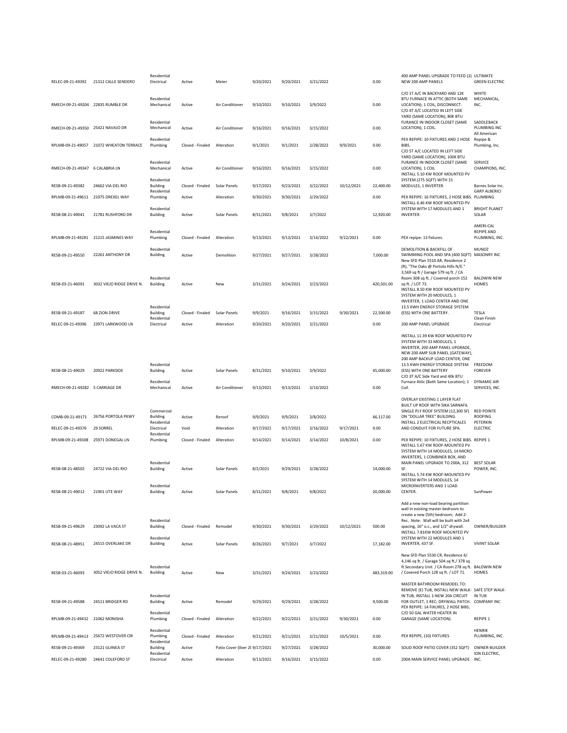| | | | | | | | | | | | |
|---|---|---|---|---|---|---|---|---|---|---|---|
| RELEC-09-21-49392 | 21312 CALLE SENDERO | Residential Electrical | Active | Meter | 9/20/2021 | 9/20/2021 | 3/21/2022 | | 0.00 | 400 AMP PANEL UPGRADE TO FEED (2) NEW 200 AMP PANELS | ULTIMATE GREEN ELECTRIC |
| RMECH-09-21-49204 | 22835 RUMBLE DR | Residential Mechanical | Active | Air Conditioner | 9/10/2021 | 9/10/2021 | 3/9/2022 | | 0.00 | C/O 1T A/C IN BACKYARD AND 12K BTU FURNACE IN ATTIC (BOTH SAME LOCATION); 1 COIL, DISCONNECT. | WHITE MECHANICAL, INC. |
| RMECH-09-21-49350 | 25421 NAVAJO DR | Residential Mechanical | Active | Air Conditioner | 9/16/2021 | 9/16/2021 | 3/15/2022 | | 0.00 | C/O 4T A/C LOCATED IN LEFT SIDE YARD (SAME LOCATION), 80K BTU FURANCE IN INDOOR CLOSET (SAME LOCATION), 1 COIL. | SADDLEBACK PLUMBING INC |
| RPLMB-09-21-49057 | 21072 WHEATON TERRACE | Residential Plumbing | Closed - Finaled | Alteration | 9/1/2021 | 9/1/2021 | 2/28/2022 | 9/9/2021 | 0.00 | PEX REPIPE: 10 FIXTURES AND 2 HOSE BIBS. | All American Repipe & Plumbing, Inc. |
| RMECH-09-21-49347 | 6 CALABRIA LN | Residential Mechanical | Active | Air Conditioner | 9/16/2021 | 9/16/2021 | 3/15/2022 | | 0.00 | C/O 5T A/C LOCATED IN LEFT SIDE YARD (SAME LOCATION), 100K BTU FURNACE IN INDOOR CLOSET (SAME LOCATION), 1 COIL | SERVICE CHAMPIONS, INC. |
| RESB-09-21-49382 | 24662 VIA DEL RIO | Residential Building | Closed - Finaled | Solar Panels | 9/17/2021 | 9/23/2021 | 3/22/2022 | 10/12/2021 | 22,400.00 | INSTALL 5.10 KW ROOF MOUNTED PV SYSTEM (275 SQFT) WITH 15 MODULES, 1 INVERTER. | Barnes Solar Inc. |
| RPLMB-09-21-49611 | 21975 DREXEL WAY | Residential Plumbing | Active | Alteration | 9/30/2021 | 9/30/2021 | 3/29/2022 | | 0.00 | PEX REPIPE: 16 FIXTURES, 2 HOSE BIBS. | GARY ALBERICI PLUMBING |
| RESB-08-21-49041 | 21781 RUSHFORD DR | Residential Building | Active | Solar Panels | 8/31/2021 | 9/8/2021 | 3/7/2022 | | 12,920.00 | INSTALL 6.46 KW ROOF MOUNTED PV SYSTEM WITH 17 MODULES AND 1 INVERTER. | BRIGHT PLANET SOLAR |
| RPLMB-09-21-49281 | 21215 JASMINES WAY | Residential Plumbing | Closed - Finaled | Alteration | 9/13/2021 | 9/13/2021 | 3/14/2022 | 9/22/2021 | 0.00 | PEX repipe: 13 fixtures. | AMERI-CAL REPIPE AND PLUMBING, INC. |
| RESB-09-21-49550 | 22261 ANTHONY DR | Residential Building | Active | Demolition | 9/27/2021 | 9/27/2021 | 3/28/2022 | | 7,000.00 | DEMOLITION & BACKFILL OF SWIMMING POOL AND SPA (400 SQFT) | MUNOZ MASONRY INC |
| RESB-03-21-46091 | 3032 VIEJO RIDGE DRIVE N. | Residential Building | Active | New | 3/31/2021 | 9/24/2021 | 3/23/2022 | | 420,501.00 | New SFD Plan 5510 AR, Residence 2 (R), "The Oaks @ Portola Hills N/E." 3,569 sq ft / Garage 579 sq ft. / CA Room 308 sq ft. / Covered porch 152 sq ft. / LOT 73. | BALDWIN NEW HOMES |
| RESB-09-21-49187 | 68 ZION DRIVE | Residential Building | Closed - Finaled | Solar Panels | 9/9/2021 | 9/16/2021 | 3/15/2022 | 9/30/2021 | 22,500.00 | INSTALL 8.50 KW ROOF MOUNTED PV SYSTEM WITH 20 MODULES, 1 INVERTER, 1 LOAD CENTER AND ONE 13.5 KWH ENERGY STORAGE SYSTEM (ESS) WITH ONE BATTERY. | TESLA |
| RELEC-09-21-49396 | 23971 LARKWOOD LN | Residential Electrical | Active | Alteration | 9/20/2021 | 9/20/2021 | 3/21/2022 | | 0.00 | 200 AMP PANEL UPGRADE | Clean Finish Electrical |
| RESB-08-21-49029 | 20922 PARKSIDE | Residential Building | Active | Solar Panels | 8/31/2021 | 9/10/2021 | 3/9/2022 | | 45,000.00 | INSTALL 11.39 KW ROOF MOUNTED PV SYSTEM WITH 33 MODULES, 1 INVERTER, 200 AMP PANEL UPGRADE, NEW 200 AMP SUB PANEL (GATEWAY), 200 AMP BACKUP LOAD CENTER, ONE 13.5 KWH ENERGY STORAGE SYSTEM (ESS) WITH ONE BATTERY | FREEDOM FOREVER |
| RMECH-09-21-49282 | 5 CARRIAGE DR | Residential Mechanical | Active | Air Conditioner | 9/13/2021 | 9/13/2021 | 3/14/2022 | | 0.00 | C/O 3T A/C Side Yard and 40k BTU Furnace Attic (Both Same Location); 1 Coil. | DYNAMIC AIR SERVICES, INC. |
| COMB-09-21-49171 | 26756 PORTOLA PKWY | Commercial Building | Active | Reroof | 9/9/2021 | 9/9/2021 | 3/8/2022 | | 66,117.00 | OVERLAY EXISTING 1 LAYER FLAT BUILT UP ROOF WITH SIKA SARNAFIL SINGLE PLY ROOF SYSTEM (12,300 SF) ON "DOLLAR TREE" BUILDING. | RED POINTE ROOFING |
| RELEC-09-21-49376 | 29 SORREL | Residential Electrical | Void | Alteration | 9/17/2021 | 9/17/2021 | 3/16/2022 | 9/17/2021 | 0.00 | INSTALL 2 ELECTRICAL RECPTICALES AND CONDUIT FOR FUTURE SPA. | PETERKIN ELECTRIC |
| RPLMB-09-21-49308 | 25971 DONEGAL LN | Residential Plumbing | Closed - Finaled | Alteration | 9/14/2021 | 9/14/2021 | 3/14/2022 | 10/8/2021 | 0.00 | PEX REPIPE: 10 FIXTURES, 2 HOSE BIBS. | REPIPE 1 |
| RESB-08-21-48502 | 24722 VIA DEL RIO | Residential Building | Active | Solar Panels | 8/2/2021 | 9/29/2021 | 3/28/2022 | | 14,000.00 | INSTALL 5.67 KW ROOF-MOUNTED PV SYSTEM WITH 14 MODULES, 14 MICRO-INVERTERS, 1 COMBINER BOX, AND MAIN PANEL UPGRADE TO 200A, 312 SF. | BEST SOLAR POWER, INC. |
| RESB-08-21-49012 | 21901 UTE WAY | Residential Building | Active | Solar Panels | 8/31/2021 | 9/8/2021 | 9/8/2022 | | 20,000.00 | INSTALL 5.74 KW ROOF-MOUNTED PV SYSTEM WITH 14 MODULES, 14 MICROINVERTERS AND 1 LOAD CENTER. | SunPower |
| RESB-09-21-49629 | 23092 LA VACA ST | Residential Building | Closed - Finaled | Remodel | 9/30/2021 | 9/30/2021 | 3/29/2022 | 10/12/2021 | 500.00 | Add a new non-load bearing partition wall in existing master bedroom to create a new (5th) bedroom; Add 2-Rec. Note: Wall will be built with 2x4 spacing, 16" o.c., and 1/2" drywall. | OWNER/BUILDER |
| RESB-08-21-48951 | 24515 OVERLAKE DR | Residential Building | Active | Solar Panels | 8/26/2021 | 9/7/2021 | 3/7/2022 | | 17,182.00 | INSTALL 7.81KW ROOF MOUNTED PV SYSTEM WITH 22 MODULES AND 1 INVERTER, 437 SF. | VIVINT SOLAR |
| RESB-03-21-46093 | 3052 VIEJO RIDGE DRIVE N. | Residential Building | Active | New | 3/31/2021 | 9/24/2021 | 3/23/2022 | | 483,319.00 | New SFD Plan 5530 CR, Residence 4/ 4,146 sq ft. / Garage 504 sq ft./ 378 sq ft Secondary Unit / CA Room 278 sq ft. / Covered Porch 128 sq ft. / LOT 71. | BALDWIN NEW HOMES |
| RESB-09-21-49588 | 24511 BRIDGER RD | Residential Building | Active | Remodel | 9/29/2021 | 9/29/2021 | 3/28/2022 | | 9,500.00 | MASTER BATHROOM REMODEL TO: REMOVE (E) TUB, INSTALL NEW WALK-IN TUB, INSTALL 1-NEW 20A CIRCUIT FOR OUTLET, 1 REC; DRYWALL PATCH. | SAFE STEP WALK-IN TUB COMPANY INC |
| RPLMB-09-21-49432 | 21062 MONISHA | Residential Plumbing | Closed - Finaled | Alteration | 9/22/2021 | 9/22/2021 | 3/21/2022 | 9/30/2021 | 0.00 | PEX REPIPE: 14 FIXURES, 2 HOSE BIBS; C/O 50 GAL WATER HEATER IN GARAGE (SAME LOCATION). | REPIPE 1 |
| RPLMB-09-21-49413 | 25672 WESTOVER CIR | Residential Plumbing | Closed - Finaled | Alteration | 9/21/2021 | 9/21/2021 | 3/21/2022 | 10/5/2021 | 0.00 | PEX REPIPE, (10) FIXTURES | HENRIK PLUMBING, INC. |
| RESB-09-21-49369 | 23121 GUINEA ST | Residential Building | Active | Patio Cover (0ver 20 | 9/17/2021 | 9/27/2021 | 3/28/2022 | | 30,000.00 | SOLID ROOF PATIO COVER (352 SQFT) | OWNER-BUILDER |
| RELEC-09-21-49280 | 24641 COLEFORD ST | Residential Electrical | Active | Alteration | 9/13/2021 | 9/16/2021 | 3/15/2022 | | 0.00 | 200A MAIN SERVICE PANEL UPGRADE. | ION ELECTRIC, INC. |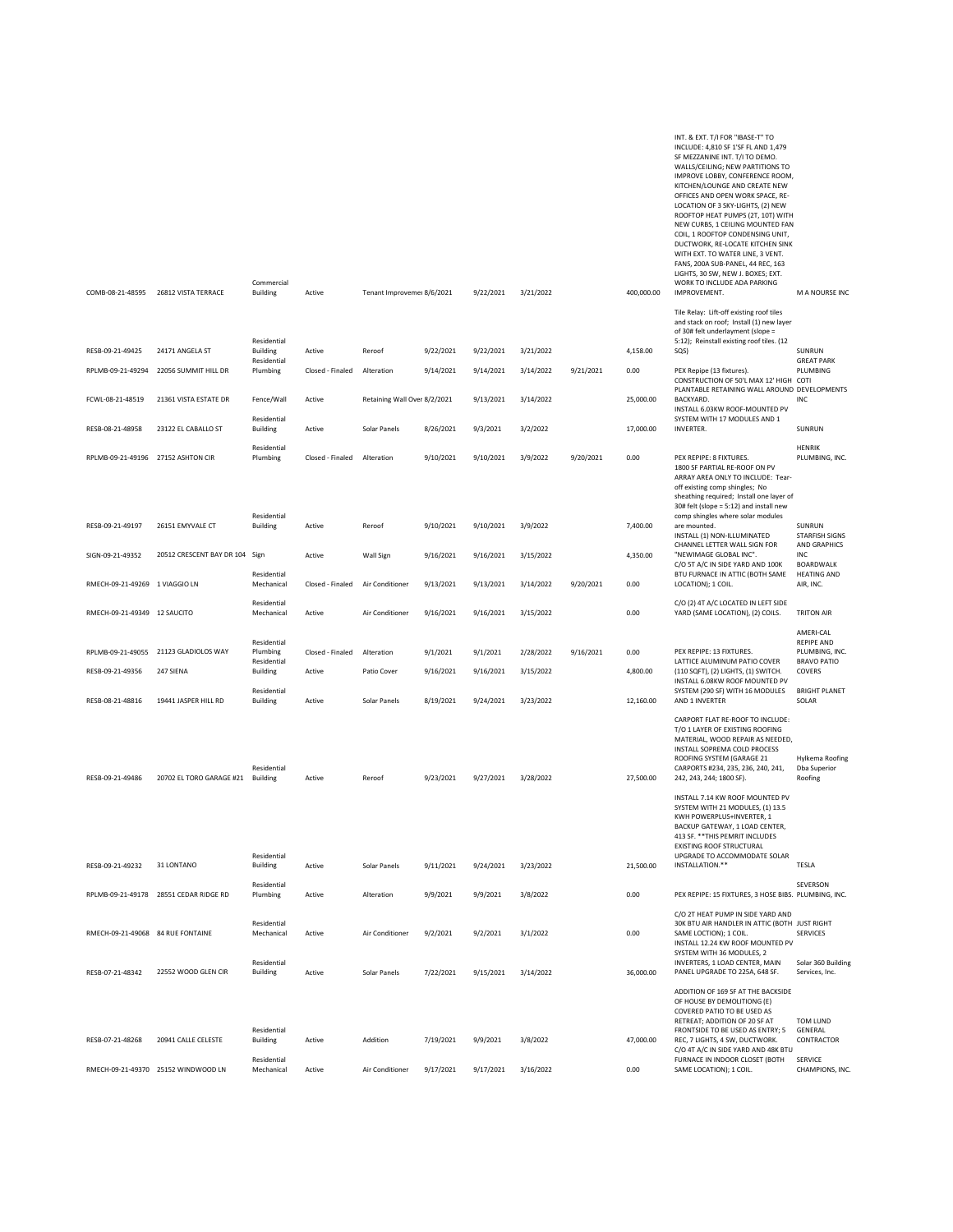| | | | | | | | | | | | |
|---|---|---|---|---|---|---|---|---|---|---|---|
| COMB-08-21-48595 | 26812 VISTA TERRACE | Commercial Building | Active | Tenant Improvemer 8/6/2021 | | 9/22/2021 | 3/21/2022 | | 400,000.00 | INT. & EXT. T/I FOR "IBASE-T" TO INCLUDE: 4,810 SF 1'SF FL AND 1,479 SF MEZZANINE INT. T/I TO DEMO. WALLS/CEILING; NEW PARTITIONS TO IMPROVE LOBBY, CONFERENCE ROOM, KITCHEN/LOUNGE AND CREATE NEW OFFICES AND OPEN WORK SPACE, RE-LOCATION OF 3 SKY-LIGHTS, (2) NEW ROOFTOP HEAT PUMPS (2T, 10T) WITH NEW CURBS, 1 CEILING MOUNTED FAN COIL, 1 ROOFTOP CONDENSING UNIT, DUCTWORK, RE-LOCATE KITCHEN SINK WITH EXT. TO WATER LINE, 3 VENT. FANS, 200A SUB-PANEL, 44 REC, 163 LIGHTS, 30 SW, NEW J. BOXES; EXT. WORK TO INCLUDE ADA PARKING IMPROVEMENT. | M A NOURSE INC |
| RESB-09-21-49425 | 24171 ANGELA ST | Residential Building | Active | Reroof | 9/22/2021 | 9/22/2021 | 3/21/2022 | | 4,158.00 | Tile Relay: Lift-off existing roof tiles and stack on roof; Install (1) new layer of 30# felt underlayment (slope = 5:12); Reinstall existing roof tiles. (12 SQS) | SUNRUN |
| RPLMB-09-21-49294 | 22056 SUMMIT HILL DR | Residential Plumbing | Closed - Finaled | Alteration | 9/14/2021 | 9/14/2021 | 3/14/2022 | 9/21/2021 | 0.00 | PEX Repipe (13 fixtures). | GREAT PARK PLUMBING |
| FCWL-08-21-48519 | 21361 VISTA ESTATE DR | Fence/Wall | Active | Retaining Wall Over 8/2/2021 | | 9/13/2021 | 3/14/2022 | | 25,000.00 | CONSTRUCTION OF 50'L MAX 12' HIGH PLANTABLE RETAINING WALL AROUND BACKYARD. | COTI DEVELOPMENTS INC |
| RESB-08-21-48958 | 23122 EL CABALLO ST | Residential Building | Active | Solar Panels | 8/26/2021 | 9/3/2021 | 3/2/2022 | | 17,000.00 | INSTALL 6.03KW ROOF-MOUNTED PV SYSTEM WITH 17 MODULES AND 1 INVERTER. | SUNRUN |
| RPLMB-09-21-49196 | 27152 ASHTON CIR | Residential Plumbing | Closed - Finaled | Alteration | 9/10/2021 | 9/10/2021 | 3/9/2022 | 9/20/2021 | 0.00 | PEX REPIPE: 8 FIXTURES. | HENRIK PLUMBING, INC. |
| RESB-09-21-49197 | 26151 EMYVALE CT | Residential Building | Active | Reroof | 9/10/2021 | 9/10/2021 | 3/9/2022 | | 7,400.00 | 1800 SF PARTIAL RE-ROOF ON PV ARRAY AREA ONLY TO INCLUDE: Tear-off existing comp shingles; No sheathing required; Install one layer of 30# felt (slope = 5:12) and install new comp shingles where solar modules are mounted. | SUNRUN |
| SIGN-09-21-49352 | 20512 CRESCENT BAY DR 104 | Sign | Active | Wall Sign | 9/16/2021 | 9/16/2021 | 3/15/2022 | | 4,350.00 | INSTALL (1) NON-ILLUMINATED CHANNEL LETTER WALL SIGN FOR "NEWIMAGE GLOBAL INC". | STARFISH SIGNS AND GRAPHICS INC |
| RMECH-09-21-49269 | 1 VIAGGIO LN | Residential Mechanical | Closed - Finaled | Air Conditioner | 9/13/2021 | 9/13/2021 | 3/14/2022 | 9/20/2021 | 0.00 | C/O 5T A/C IN SIDE YARD AND 100K BTU FURNACE IN ATTIC (BOTH SAME LOCATION); 1 COIL. | BOARDWALK HEATING AND AIR, INC. |
| RMECH-09-21-49349 | 12 SAUCITO | Residential Mechanical | Active | Air Conditioner | 9/16/2021 | 9/16/2021 | 3/15/2022 | | 0.00 | C/O (2) 4T A/C LOCATED IN LEFT SIDE YARD (SAME LOCATION), (2) COILS. | TRITON AIR |
| RPLMB-09-21-49055 | 21123 GLADIOLOS WAY | Residential Plumbing | Closed - Finaled | Alteration | 9/1/2021 | 9/1/2021 | 2/28/2022 | 9/16/2021 | 0.00 | PEX REPIPE: 13 FIXTURES. | AMERI-CAL REPIPE AND PLUMBING, INC. |
| RESB-09-21-49356 | 247 SIENA | Residential Building | Active | Patio Cover | 9/16/2021 | 9/16/2021 | 3/15/2022 | | 4,800.00 | LATTICE ALUMINUM PATIO COVER (110 SQFT), (2) LIGHTS, (1) SWITCH. | BRAVO PATIO COVERS |
| RESB-08-21-48816 | 19441 JASPER HILL RD | Residential Building | Active | Solar Panels | 8/19/2021 | 9/24/2021 | 3/23/2022 | | 12,160.00 | INSTALL 6.08KW ROOF MOUNTED PV SYSTEM (290 SF) WITH 16 MODULES AND 1 INVERTER | BRIGHT PLANET SOLAR |
| RESB-09-21-49486 | 20702 EL TORO GARAGE #21 | Residential Building | Active | Reroof | 9/23/2021 | 9/27/2021 | 3/28/2022 | | 27,500.00 | CARPORT FLAT RE-ROOF TO INCLUDE: T/O 1 LAYER OF EXISTING ROOFING MATERIAL, WOOD REPAIR AS NEEDED, INSTALL SOPREMA COLD PROCESS ROOFING SYSTEM (GARAGE 21 CARPORTS #234, 235, 236, 240, 241, 242, 243, 244; 1800 SF). | Hylkema Roofing Dba Superior Roofing |
| RESB-09-21-49232 | 31 LONTANO | Residential Building | Active | Solar Panels | 9/11/2021 | 9/24/2021 | 3/23/2022 | | 21,500.00 | INSTALL 7.14 KW ROOF MOUNTED PV SYSTEM WITH 21 MODULES, (1) 13.5 KWH POWERPLUS+INVERTER, 1 BACKUP GATEWAY, 1 LOAD CENTER, 413 SF. **THIS PERMIT INCLUDES EXISTING ROOF STRUCTURAL UPGRADE TO ACCOMMODATE SOLAR INSTALLATION.** | TESLA |
| RPLMB-09-21-49178 | 28551 CEDAR RIDGE RD | Residential Plumbing | Active | Alteration | 9/9/2021 | 9/9/2021 | 3/8/2022 | | 0.00 | PEX REPIPE: 15 FIXTURES, 3 HOSE BIBS. | SEVERSON PLUMBING, INC. |
| RMECH-09-21-49068 | 84 RUE FONTAINE | Residential Mechanical | Active | Air Conditioner | 9/2/2021 | 9/2/2021 | 3/1/2022 | | 0.00 | C/O 2T HEAT PUMP IN SIDE YARD AND 30K BTU AIR HANDLER IN ATTIC (BOTH SAME LOCTION); 1 COIL. | JUST RIGHT SERVICES |
| RESB-07-21-48342 | 22552 WOOD GLEN CIR | Residential Building | Active | Solar Panels | 7/22/2021 | 9/15/2021 | 3/14/2022 | | 36,000.00 | INSTALL 12.24 KW ROOF MOUNTED PV SYSTEM WITH 36 MODULES, 2 INVERTERS, 1 LOAD CENTER, MAIN PANEL UPGRADE TO 225A, 648 SF. | Solar 360 Building Services, Inc. |
| RESB-07-21-48268 | 20941 CALLE CELESTE | Residential Building | Active | Addition | 7/19/2021 | 9/9/2021 | 3/8/2022 | | 47,000.00 | ADDITION OF 169 SF AT THE BACKSIDE OF HOUSE BY DEMOLITIONG (E) COVERED PATIO TO BE USED AS RETREAT; ADDITION OF 20 SF AT FRONTSIDE TO BE USED AS ENTRY; 5 REC, 7 LIGHTS, 4 SW, DUCTWORK. | TOM LUND GENERAL CONTRACTOR |
| RMECH-09-21-49370 | 25152 WINDWOOD LN | Residential Mechanical | Active | Air Conditioner | 9/17/2021 | 9/17/2021 | 3/16/2022 | | 0.00 | C/O 4T A/C IN SIDE YARD AND 48K BTU FURNACE IN INDOOR CLOSET (BOTH SAME LOCATION); 1 COIL. | SERVICE CHAMPIONS, INC. |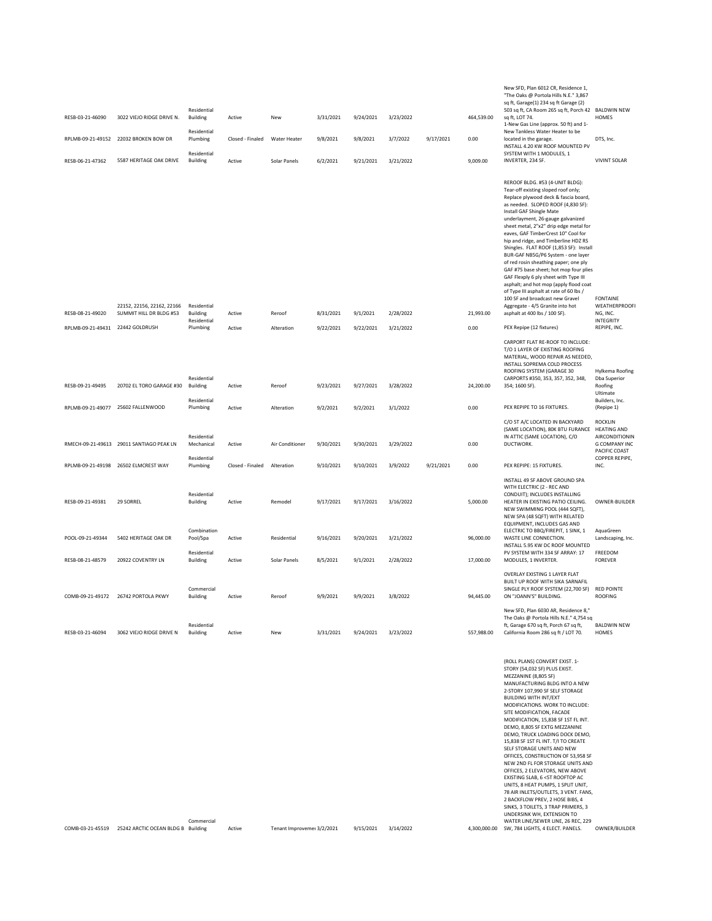| | | | | | | | | | | | |
|---|---|---|---|---|---|---|---|---|---|---|---|
| RESB-03-21-46090 | 3022 VIEJO RIDGE DRIVE N. | Residential Building | Active | New | 3/31/2021 | 9/24/2021 | 3/23/2022 | | 464,539.00 | New SFD, Plan 6012 CR, Residence 1, "The Oaks @ Portola Hills N.E." 3,867 sq ft, Garage(1) 234 sq ft Garage (2) 503 sq ft, CA Room 265 sq ft, Porch 42 sq ft, LOT 74. | BALDWIN NEW HOMES |
| RPLMB-09-21-49152 | 22032 BROKEN BOW DR | Residential Plumbing | Closed - Finaled | Water Heater | 9/8/2021 | 9/8/2021 | 3/7/2022 | 9/17/2021 | 0.00 | 1-New Gas Line (approx. 50 ft) and 1-New Tankless Water Heater to be located in the garage. | DTS, Inc. |
| RESB-06-21-47362 | 5587 HERITAGE OAK DRIVE | Residential Building | Active | Solar Panels | 6/2/2021 | 9/21/2021 | 3/21/2022 | | 9,009.00 | INSTALL 4.20 KW ROOF MOUNTED PV SYSTEM WITH 1 MODULES, 1 INVERTER, 234 SF. | VIVINT SOLAR |
| RESB-08-21-49020 | 22152, 22156, 22162, 22166 SUMMIT HILL DR BLDG #53 | Residential Building | Active | Reroof | 8/31/2021 | 9/1/2021 | 2/28/2022 | | 21,993.00 | REROOF BLDG. #53 (4-UNIT BLDG): Tear-off existing sloped roof only; Replace plywood deck & fascia board, as needed. SLOPED ROOF (4,830 SF): Install GAF Shingle Mate underlayment, 26-gauge galvanized sheet metal, 2"x2" drip edge metal for eaves, GAF TimberCrest 10" Cool for hip and ridge, and Timberline HDZ RS Shingles. FLAT ROOF (1,853 SF): Install BUR-GAF NB5G/P6 System - one layer of red rosin sheathing paper; one ply GAF #75 base sheet; hot mop four plies GAF Flexply 6 ply sheet with Type III asphalt; and hot mop (apply flood coat of Type III asphalt at rate of 60 lbs / 100 SF and broadcast new Gravel Aggregate - 4/5 Granite into hot asphalt at 400 lbs / 100 SF). | FONTAINE WEATHERPROOFING, INC. |
| RPLMB-09-21-49431 | 22442 GOLDRUSH | Residential Plumbing | Active | Alteration | 9/22/2021 | 9/22/2021 | 3/21/2022 | | 0.00 | PEX Repipe (12 fixtures) | INTEGRITY REPIPE, INC. |
| RESB-09-21-49495 | 20702 EL TORO GARAGE #30 | Residential Building | Active | Reroof | 9/23/2021 | 9/27/2021 | 3/28/2022 | | 24,200.00 | CARPORT FLAT RE-ROOF TO INCLUDE: T/O 1 LAYER OF EXISTING ROOFING MATERIAL, WOOD REPAIR AS NEEDED, INSTALL SOPREMA COLD PROCESS ROOFING SYSTEM (GARAGE 30 CARPORTS #350, 353, 357, 352, 348, 354; 1600 SF). | Hylkema Roofing Dba Superior Roofing |
| RPLMB-09-21-49077 | 25602 FALLENWOOD | Residential Plumbing | Active | Alteration | 9/2/2021 | 9/2/2021 | 3/1/2022 | | 0.00 | PEX REPIPE TO 16 FIXTURES. | Ultimate Builders, Inc. (Repipe 1) |
| RMECH-09-21-49613 | 29011 SANTIAGO PEAK LN | Residential Mechanical | Active | Air Conditioner | 9/30/2021 | 9/30/2021 | 3/29/2022 | | 0.00 | C/O 5T A/C LOCATED IN BACKYARD (SAME LOCATION), 80K BTU FURANCE IN ATTIC (SAME LOCATION), C/O DUCTWORK. | ROCKLIN HEATING AND AIRCONDITIONING COMPANY INC |
| RPLMB-09-21-49198 | 26502 ELMCREST WAY | Residential Plumbing | Closed - Finaled | Alteration | 9/10/2021 | 9/10/2021 | 3/9/2022 | 9/21/2021 | 0.00 | PEX REPIPE: 15 FIXTURES. | PACIFIC COAST COPPER REPIPE, INC. |
| RESB-09-21-49381 | 29 SORREL | Residential Building | Active | Remodel | 9/17/2021 | 9/17/2021 | 3/16/2022 | | 5,000.00 | INSTALL 49 SF ABOVE GROUND SPA WITH ELECTRIC (2 - REC AND CONDUIT); INCLUDES INSTALLING HEATER IN EXISTING PATIO CEILING. | OWNER-BUILDER |
| POOL-09-21-49344 | 5402 HERITAGE OAK DR | Combination Pool/Spa | Active | Residential | 9/16/2021 | 9/20/2021 | 3/21/2022 | | 96,000.00 | NEW SWIMMING POOL (444 SQFT), NEW SPA (48 SQFT) WITH RELATED EQUIPMENT, INCLUDES GAS AND ELECTRIC TO BBQ/FIREPIT, 1 SINK, 1 WASTE LINE CONNECTION. | AquaGreen Landscaping, Inc. |
| RESB-08-21-48579 | 20922 COVENTRY LN | Residential Building | Active | Solar Panels | 8/5/2021 | 9/1/2021 | 2/28/2022 | | 17,000.00 | INSTALL 5.95 KW DC ROOF MOUNTED PV SYSTEM WITH 334 SF ARRAY: 17 MODULES, 1 INVERTER. | FREEDOM FOREVER |
| COMB-09-21-49172 | 26742 PORTOLA PKWY | Commercial Building | Active | Reroof | 9/9/2021 | 9/9/2021 | 3/8/2022 | | 94,445.00 | OVERLAY EXISTING 1 LAYER FLAT BUILT UP ROOF WITH SIKA SARNAFIL SINGLE PLY ROOF SYSTEM (22,700 SF) ON "JOANN'S" BUILDING. | RED POINTE ROOFING |
| RESB-03-21-46094 | 3062 VIEJO RIDGE DRIVE N | Residential Building | Active | New | 3/31/2021 | 9/24/2021 | 3/23/2022 | | 557,988.00 | New SFD, Plan 6030 AR, Residence 8," The Oaks @ Portola Hills N.E." 4,754 sq ft, Garage 670 sq ft, Porch 67 sq ft, California Room 286 sq ft / LOT 70. | BALDWIN NEW HOMES |
| COMB-03-21-45519 | 25242 ARCTIC OCEAN BLDG B | Commercial Building | Active | Tenant Improveme | 3/2/2021 | 9/15/2021 | 3/14/2022 | | 4,300,000.00 | (ROLL PLANS) CONVERT EXIST. 1-STORY (54,032 SF) PLUS EXIST. MEZZANINE (8,805 SF) MANUFACTURING BLDG INTO A NEW 2-STORY 107,990 SF SELF STORAGE BUILDING WITH INT/EXT MODIFICATIONS. WORK TO INCLUDE: SITE MODIFICATION, FACADE MODIFICATION, 15,838 SF 1ST FL INT. DEMO, 8,805 SF EXTG MEZZANINE DEMO, TRUCK LOADING DOCK DEMO, 15,838 SF 1ST FL INT. T/I TO CREATE SELF STORAGE UNITS AND NEW OFFICES, CONSTRUCTION OF 53,958 SF NEW 2ND FL FOR STORAGE UNITS AND OFFICES, 2 ELEVATORS, NEW ABOVE EXISTING SLAB, 6 <5T ROOFTOP AC UNITS, 8 HEAT PUMPS, 1 SPLIT UNIT, 78 AIR INLETS/OUTLETS, 3 VENT. FANS, 2 BACKFLOW PREV, 2 HOSE BIBS, 4 SINKS, 3 TOILETS, 3 TRAP PRIMERS, 3 UNDERSINK WH, EXTENSION TO WATER LINE/SEWER LINE, 26 REC, 229 SW, 784 LIGHTS, 4 ELECT. PANELS. | OWNER/BUILDER |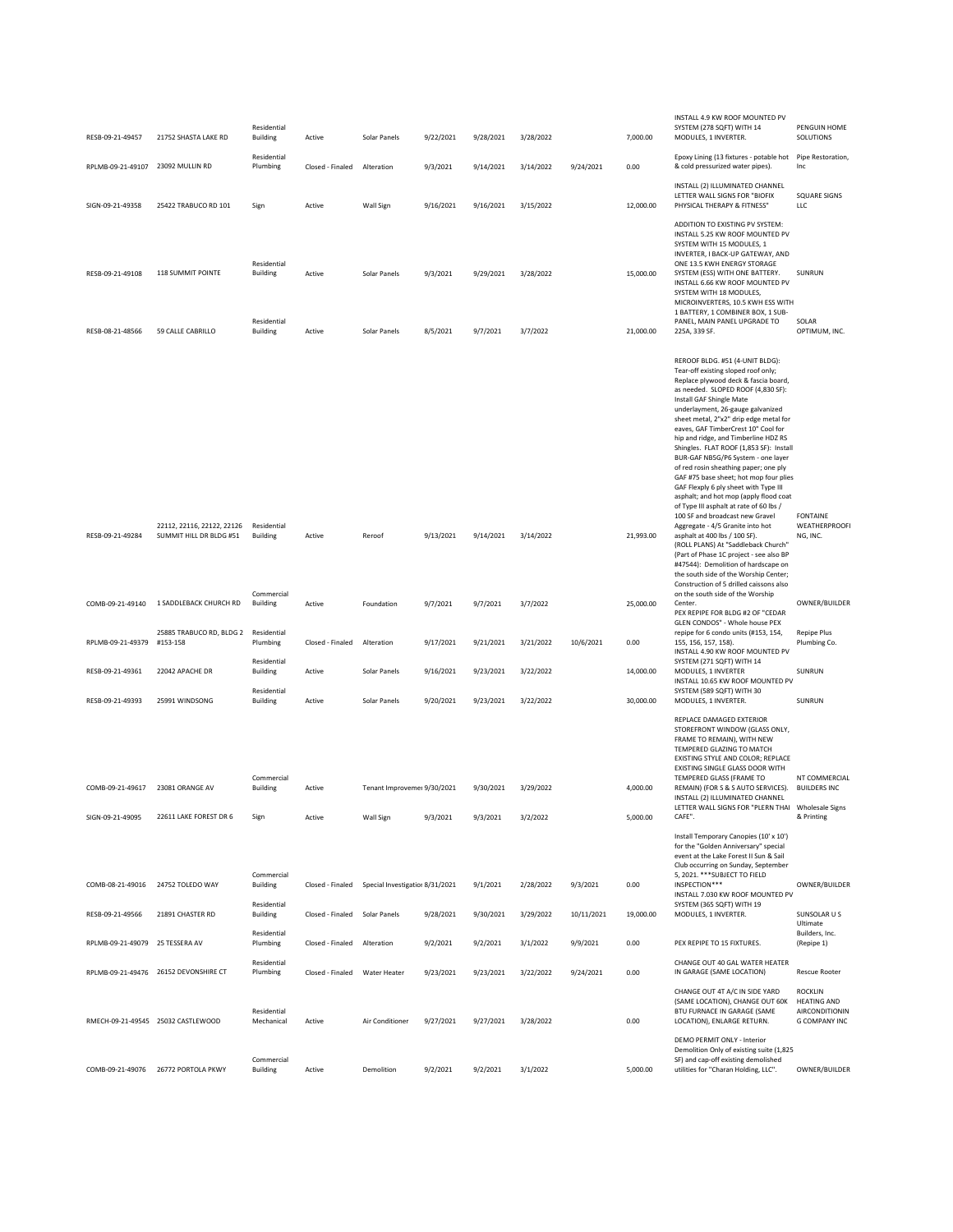| | | | | | | | | | | | |
|---|---|---|---|---|---|---|---|---|---|---|---|
| RESB-09-21-49457 | 21752 SHASTA LAKE RD | Residential Building | Active | Solar Panels | 9/22/2021 | 9/28/2021 | 3/28/2022 | | 7,000.00 | INSTALL 4.9 KW ROOF MOUNTED PV SYSTEM (278 SQFT) WITH 14 MODULES, 1 INVERTER. | PENGUIN HOME SOLUTIONS |
| RPLMB-09-21-49107 | 23092 MULLIN RD | Residential Plumbing | Closed - Finaled | Alteration | 9/3/2021 | 9/14/2021 | 3/14/2022 | 9/24/2021 | 0.00 | Epoxy Lining (13 fixtures - potable hot & cold pressurized water pipes). | Pipe Restoration, Inc |
| SIGN-09-21-49358 | 25422 TRABUCO RD 101 | Sign | Active | Wall Sign | 9/16/2021 | 9/16/2021 | 3/15/2022 | | 12,000.00 | INSTALL (2) ILLUMINATED CHANNEL LETTER WALL SIGNS FOR "BIOFIX PHYSICAL THERAPY & FITNESS" | SQUARE SIGNS LLC |
| RESB-09-21-49108 | 118 SUMMIT POINTE | Residential Building | Active | Solar Panels | 9/3/2021 | 9/29/2021 | 3/28/2022 | | 15,000.00 | ADDITION TO EXISTING PV SYSTEM: INSTALL 5.25 KW ROOF MOUNTED PV SYSTEM WITH 15 MODULES, 1 INVERTER, I BACK-UP GATEWAY, AND ONE 13.5 KWH ENERGY STORAGE SYSTEM (ESS) WITH ONE BATTERY. | SUNRUN |
| RESB-08-21-48566 | 59 CALLE CABRILLO | Residential Building | Active | Solar Panels | 8/5/2021 | 9/7/2021 | 3/7/2022 | | 21,000.00 | INSTALL 6.66 KW ROOF MOUNTED PV SYSTEM WITH 18 MODULES, MICROINVERTERS, 10.5 KWH ESS WITH 1 BATTERY, 1 COMBINER BOX, 1 SUB-PANEL, MAIN PANEL UPGRADE TO 225A, 339 SF. | SOLAR OPTIMUM, INC. |
| RESB-09-21-49284 | 22112, 22116, 22122, 22126 SUMMIT HILL DR BLDG #51 | Residential Building | Active | Reroof | 9/13/2021 | 9/14/2021 | 3/14/2022 | | 21,993.00 | REROOF BLDG. #51 (4-UNIT BLDG): Tear-off existing sloped roof only; Replace plywood deck & fascia board, as needed. SLOPED ROOF (4,830 SF): Install GAF Shingle Mate underlayment, 26-gauge galvanized sheet metal, 2"x2" drip edge metal for eaves, GAF TimberCrest 10" Cool for hip and ridge, and Timberline HDZ RS Shingles. FLAT ROOF (1,853 SF): Install BUR-GAF NB5G/P6 System - one layer of red rosin sheathing paper; one ply GAF #75 base sheet; hot mop four plies GAF Flexply 6 ply sheet with Type III asphalt; and hot mop (apply flood coat of Type III asphalt at rate of 60 lbs / 100 SF and broadcast new Gravel Aggregate - 4/5 Granite into hot asphalt at 400 lbs / 100 SF). | FONTAINE WEATHERPROOFING, INC. |
| COMB-09-21-49140 | 1 SADDLEBACK CHURCH RD | Commercial Building | Active | Foundation | 9/7/2021 | 9/7/2021 | 3/7/2022 | | 25,000.00 | (ROLL PLANS) At "Saddleback Church" (Part of Phase 1C project - see also BP #47544): Demolition of hardscape on the south side of the Worship Center; Construction of 5 drilled caissons also on the south side of the Worship Center. | OWNER/BUILDER |
| RPLMB-09-21-49379 | 25885 TRABUCO RD, BLDG 2 #153-158 | Residential Plumbing | Closed - Finaled | Alteration | 9/17/2021 | 9/21/2021 | 3/21/2022 | 10/6/2021 | 0.00 | PEX REPIPE FOR BLDG #2 OF "CEDAR GLEN CONDOS" - Whole house PEX repipe for 6 condo units (#153, 154, 155, 156, 157, 158). | Repipe Plus Plumbing Co. |
| RESB-09-21-49361 | 22042 APACHE DR | Residential Building | Active | Solar Panels | 9/16/2021 | 9/23/2021 | 3/22/2022 | | 14,000.00 | INSTALL 4.90 KW ROOF MOUNTED PV SYSTEM (271 SQFT) WITH 14 MODULES, 1 INVERTER | SUNRUN |
| RESB-09-21-49393 | 25991 WINDSONG | Residential Building | Active | Solar Panels | 9/20/2021 | 9/23/2021 | 3/22/2022 | | 30,000.00 | INSTALL 10.65 KW ROOF MOUNTED PV SYSTEM (589 SQFT) WITH 30 MODULES, 1 INVERTER. | SUNRUN |
| COMB-09-21-49617 | 23081 ORANGE AV | Commercial Building | Active | Tenant Improvemer 9/30/2021 | | 9/30/2021 | 3/29/2022 | | 4,000.00 | REPLACE DAMAGED EXTERIOR STOREFRONT WINDOW (GLASS ONLY, FRAME TO REMAIN), WITH NEW TEMPERED GLAZING TO MATCH EXISTING STYLE AND COLOR; REPLACE EXISTING SINGLE GLASS DOOR WITH TEMPERED GLASS (FRAME TO REMAIN) (FOR S & S AUTO SERVICES). | NT COMMERCIAL BUILDERS INC |
| SIGN-09-21-49095 | 22611 LAKE FOREST DR 6 | Sign | Active | Wall Sign | 9/3/2021 | 9/3/2021 | 3/2/2022 | | 5,000.00 | INSTALL (2) ILLUMINATED CHANNEL LETTER WALL SIGNS FOR "PLERN THAI CAFE". | Wholesale Signs & Printing |
| COMB-08-21-49016 | 24752 TOLEDO WAY | Commercial Building | Closed - Finaled | Special Investigatior 8/31/2021 | | 9/1/2021 | 2/28/2022 | 9/3/2021 | 0.00 | Install Temporary Canopies (10' x 10') for the "Golden Anniversary" special event at the Lake Forest II Sun & Sail Club occurring on Sunday, September 5, 2021. ***SUBJECT TO FIELD INSPECTION*** | OWNER/BUILDER |
| RESB-09-21-49566 | 21891 CHASTER RD | Residential Building | Closed - Finaled | Solar Panels | 9/28/2021 | 9/30/2021 | 3/29/2022 | 10/11/2021 | 19,000.00 | INSTALL 7.030 KW ROOF MOUNTED PV SYSTEM (365 SQFT) WITH 19 MODULES, 1 INVERTER. | SUNSOLAR U S |
| RPLMB-09-21-49079 | 25 TESSERA AV | Residential Plumbing | Closed - Finaled | Alteration | 9/2/2021 | 9/2/2021 | 3/1/2022 | 9/9/2021 | 0.00 | PEX REPIPE TO 15 FIXTURES. | Ultimate Builders, Inc. (Repipe 1) |
| RPLMB-09-21-49476 | 26152 DEVONSHIRE CT | Residential Plumbing | Closed - Finaled | Water Heater | 9/23/2021 | 9/23/2021 | 3/22/2022 | 9/24/2021 | 0.00 | CHANGE OUT 40 GAL WATER HEATER IN GARAGE (SAME LOCATION) | Rescue Rooter |
| RMECH-09-21-49545 | 25032 CASTLEWOOD | Residential Mechanical | Active | Air Conditioner | 9/27/2021 | 9/27/2021 | 3/28/2022 | | 0.00 | CHANGE OUT 4T A/C IN SIDE YARD (SAME LOCATION), CHANGE OUT 60K BTU FURNACE IN GARAGE (SAME LOCATION), ENLARGE RETURN. | ROCKLIN HEATING AND AIRCONDITIONIN G COMPANY INC |
| COMB-09-21-49076 | 26772 PORTOLA PKWY | Commercial Building | Active | Demolition | 9/2/2021 | 9/2/2021 | 3/1/2022 | | 5,000.00 | DEMO PERMIT ONLY - Interior Demolition Only of existing suite (1,825 SF) and cap-off existing demolished utilities for "Charan Holding, LLC". | OWNER/BUILDER |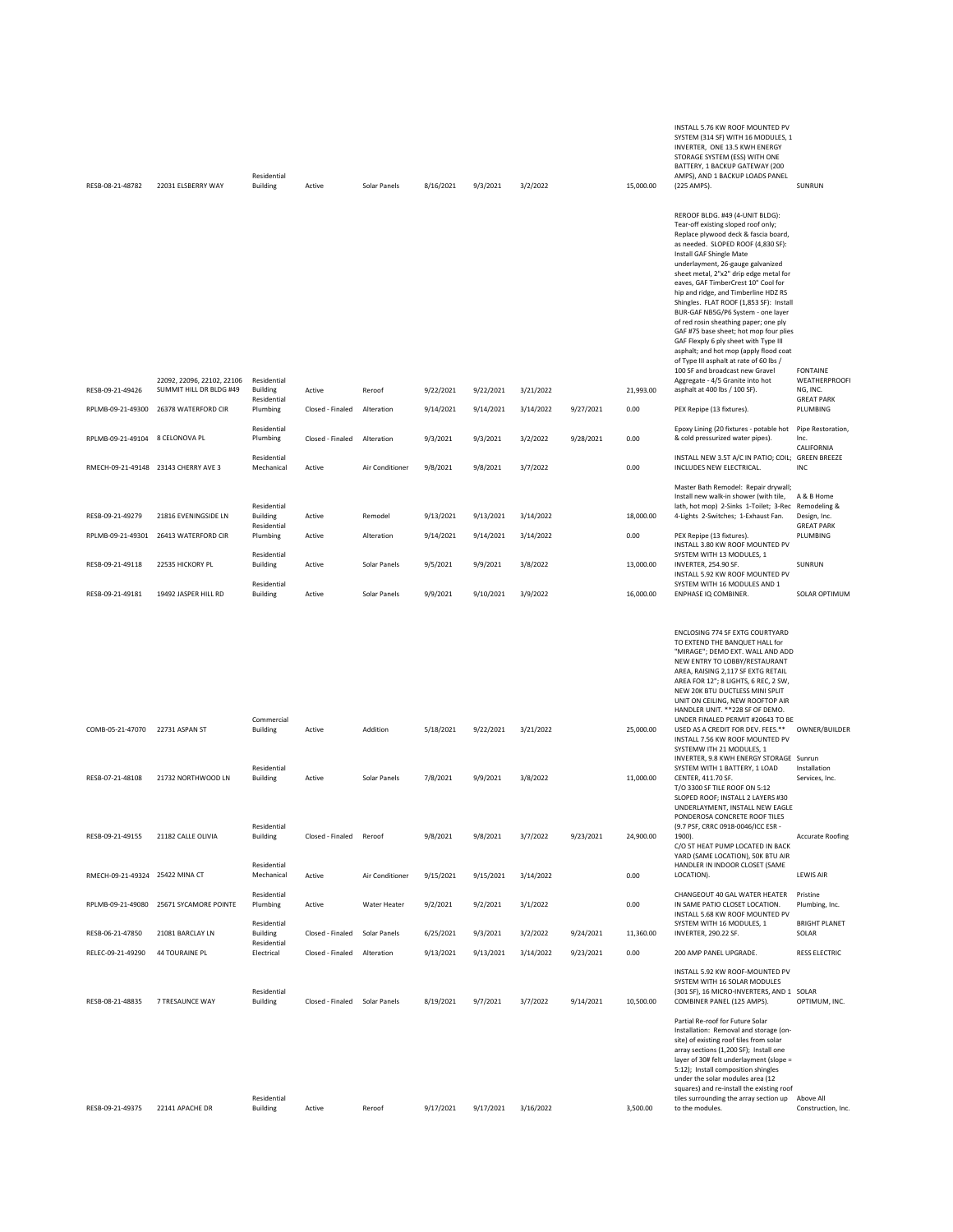| | | | | | | | | | | | |
|---|---|---|---|---|---|---|---|---|---|---|---|
| RESB-08-21-48782 | 22031 ELSBERRY WAY | Residential Building | Active | Solar Panels | 8/16/2021 | 9/3/2021 | 3/2/2022 | | 15,000.00 | INSTALL 5.76 KW ROOF MOUNTED PV SYSTEM (314 SF) WITH 16 MODULES, 1 INVERTER, ONE 13.5 KWH ENERGY STORAGE SYSTEM (ESS) WITH ONE BATTERY, 1 BACKUP GATEWAY (200 AMPS), AND 1 BACKUP LOADS PANEL (225 AMPS). | SUNRUN |
| RESB-09-21-49426 | 22092, 22096, 22102, 22106 SUMMIT HILL DR BLDG #49 | Residential Building | Active | Reroof | 9/22/2021 | 9/22/2021 | 3/21/2022 | | 21,993.00 | REROOF BLDG. #49 (4-UNIT BLDG): Tear-off existing sloped roof only; Replace plywood deck & fascia board, as needed. SLOPED ROOF (4,830 SF): Install GAF Shingle Mate underlayment, 26-gauge galvanized sheet metal, 2"x2" drip edge metal for eaves, GAF TimberCrest 10" Cool for hip and ridge, and Timberline HDZ RS Shingles. FLAT ROOF (1,853 SF): Install BUR-GAF NB5G/P6 System - one layer of red rosin sheathing paper; one ply GAF #75 base sheet; hot mop four plies GAF Flexply 6 ply sheet with Type III asphalt; and hot mop (apply flood coat of Type III asphalt at rate of 60 lbs / 100 SF and broadcast new Gravel Aggregate - 4/5 Granite into hot asphalt at 400 lbs / 100 SF). | FONTAINE WEATHERPROOFING, INC. |
| RPLMB-09-21-49300 | 26378 WATERFORD CIR | Residential Plumbing | Closed - Finaled | Alteration | 9/14/2021 | 9/14/2021 | 3/14/2022 | 9/27/2021 | 0.00 | PEX Repipe (13 fixtures). | GREAT PARK PLUMBING |
| RPLMB-09-21-49104 | 8 CELONOVA PL | Residential Plumbing | Closed - Finaled | Alteration | 9/3/2021 | 9/3/2021 | 3/2/2022 | 9/28/2021 | 0.00 | Epoxy Lining (20 fixtures - potable hot & cold pressurized water pipes). | Pipe Restoration, Inc. |
| RMECH-09-21-49148 | 23143 CHERRY AVE 3 | Residential Mechanical | Active | Air Conditioner | 9/8/2021 | 9/8/2021 | 3/7/2022 | | 0.00 | INSTALL NEW 3.5T A/C IN PATIO; COIL; INCLUDES NEW ELECTRICAL. | CALIFORNIA GREEN BREEZE INC |
| RESB-09-21-49279 | 21816 EVENINGSIDE LN | Residential Building | Active | Remodel | 9/13/2021 | 9/13/2021 | 3/14/2022 | | 18,000.00 | Master Bath Remodel: Repair drywall; Install new walk-in shower (with tile, lath, hot mop) 2-Sinks 1-Toilet; 3-Rec 4-Lights 2-Switches; 1-Exhaust Fan. | A & B Home Remodeling & Design, Inc. |
| RPLMB-09-21-49301 | 26413 WATERFORD CIR | Residential Plumbing | Active | Alteration | 9/14/2021 | 9/14/2021 | 3/14/2022 | | 0.00 | PEX Repipe (13 fixtures). | GREAT PARK PLUMBING |
| RESB-09-21-49118 | 22535 HICKORY PL | Residential Building | Active | Solar Panels | 9/5/2021 | 9/9/2021 | 3/8/2022 | | 13,000.00 | INSTALL 3.80 KW ROOF MOUNTED PV SYSTEM WITH 13 MODULES, 1 INVERTER, 254.90 SF. | SUNRUN |
| RESB-09-21-49181 | 19492 JASPER HILL RD | Residential Building | Active | Solar Panels | 9/9/2021 | 9/10/2021 | 3/9/2022 | | 16,000.00 | INSTALL 5.92 KW ROOF MOUNTED PV SYSTEM WITH 16 MODULES AND 1 ENPHASE IQ COMBINER. | SOLAR OPTIMUM |
| COMB-05-21-47070 | 22731 ASPAN ST | Commercial Building | Active | Addition | 5/18/2021 | 9/22/2021 | 3/21/2022 | | 25,000.00 | ENCLOSING 774 SF EXTG COURTYARD TO EXTEND THE BANQUET HALL for "MIRAGE"; DEMO EXT. WALL AND ADD NEW ENTRY TO LOBBY/RESTAURANT AREA, RAISING 2,117 SF EXTG RETAIL AREA FOR 12"; 8 LIGHTS, 6 REC, 2 SW, NEW 20K BTU DUCTLESS MINI SPLIT UNIT ON CEILING, NEW ROOFTOP AIR HANDLER UNIT. **228 SF OF DEMO. UNDER FINALED PERMIT #20643 TO BE USED AS A CREDIT FOR DEV. FEES.** | OWNER/BUILDER |
| RESB-07-21-48108 | 21732 NORTHWOOD LN | Residential Building | Active | Solar Panels | 7/8/2021 | 9/9/2021 | 3/8/2022 | | 11,000.00 | INSTALL 7.56 KW ROOF MOUNTED PV SYSTEMW ITH 21 MODULES, 1 INVERTER, 9.8 KWH ENERGY STORAGE SYSTEM WITH 1 BATTERY, 1 LOAD CENTER, 411.70 SF. | Sunrun Installation Services, Inc. |
| RESB-09-21-49155 | 21182 CALLE OLIVIA | Residential Building | Closed - Finaled | Reroof | 9/8/2021 | 9/8/2021 | 3/7/2022 | 9/23/2021 | 24,900.00 | T/O 3300 SF TILE ROOF ON 5:12 SLOPED ROOF; INSTALL 2 LAYERS #30 UNDERLAYMENT, INSTALL NEW EAGLE PONDEROSA CONCRETE ROOF TILES (9.7 PSF, CRRC 0918-0046/ICC ESR - 1900). | Accurate Roofing |
| RMECH-09-21-49324 | 25422 MINA CT | Residential Mechanical | Active | Air Conditioner | 9/15/2021 | 9/15/2021 | 3/14/2022 | | 0.00 | C/O 5T HEAT PUMP LOCATED IN BACK YARD (SAME LOCATION), 50K BTU AIR HANDLER IN INDOOR CLOSET (SAME LOCATION). | LEWIS AIR |
| RPLMB-09-21-49080 | 25671 SYCAMORE POINTE | Residential Plumbing | Active | Water Heater | 9/2/2021 | 9/2/2021 | 3/1/2022 | | 0.00 | CHANGEOUT 40 GAL WATER HEATER IN SAME PATIO CLOSET LOCATION. | Pristine Plumbing, Inc. |
| RESB-06-21-47850 | 21081 BARCLAY LN | Residential Building | Closed - Finaled | Solar Panels | 6/25/2021 | 9/3/2021 | 3/2/2022 | 9/24/2021 | 11,360.00 | INSTALL 5.68 KW ROOF MOUNTED PV SYSTEM WITH 16 MODULES, 1 INVERTER, 290.22 SF. | BRIGHT PLANET SOLAR |
| RELEC-09-21-49290 | 44 TOURAINE PL | Residential Electrical | Closed - Finaled | Alteration | 9/13/2021 | 9/13/2021 | 3/14/2022 | 9/23/2021 | 0.00 | 200 AMP PANEL UPGRADE. | RESS ELECTRIC |
| RESB-08-21-48835 | 7 TRESAUNCE WAY | Residential Building | Closed - Finaled | Solar Panels | 8/19/2021 | 9/7/2021 | 3/7/2022 | 9/14/2021 | 10,500.00 | INSTALL 5.92 KW ROOF-MOUNTED PV SYSTEM WITH 16 SOLAR MODULES (301 SF), 16 MICRO-INVERTERS, AND 1 COMBINER PANEL (125 AMPS). | SOLAR OPTIMUM, INC. |
| RESB-09-21-49375 | 22141 APACHE DR | Residential Building | Active | Reroof | 9/17/2021 | 9/17/2021 | 3/16/2022 | | 3,500.00 | Partial Re-roof for Future Solar Installation: Removal and storage (on-site) of existing roof tiles from solar array sections (1,200 SF); Install one layer of 30# felt underlayment (slope = 5:12); Install composition shingles under the solar modules area (12 squares) and re-install the existing roof tiles surrounding the array section up to the modules. | Above All Construction, Inc. |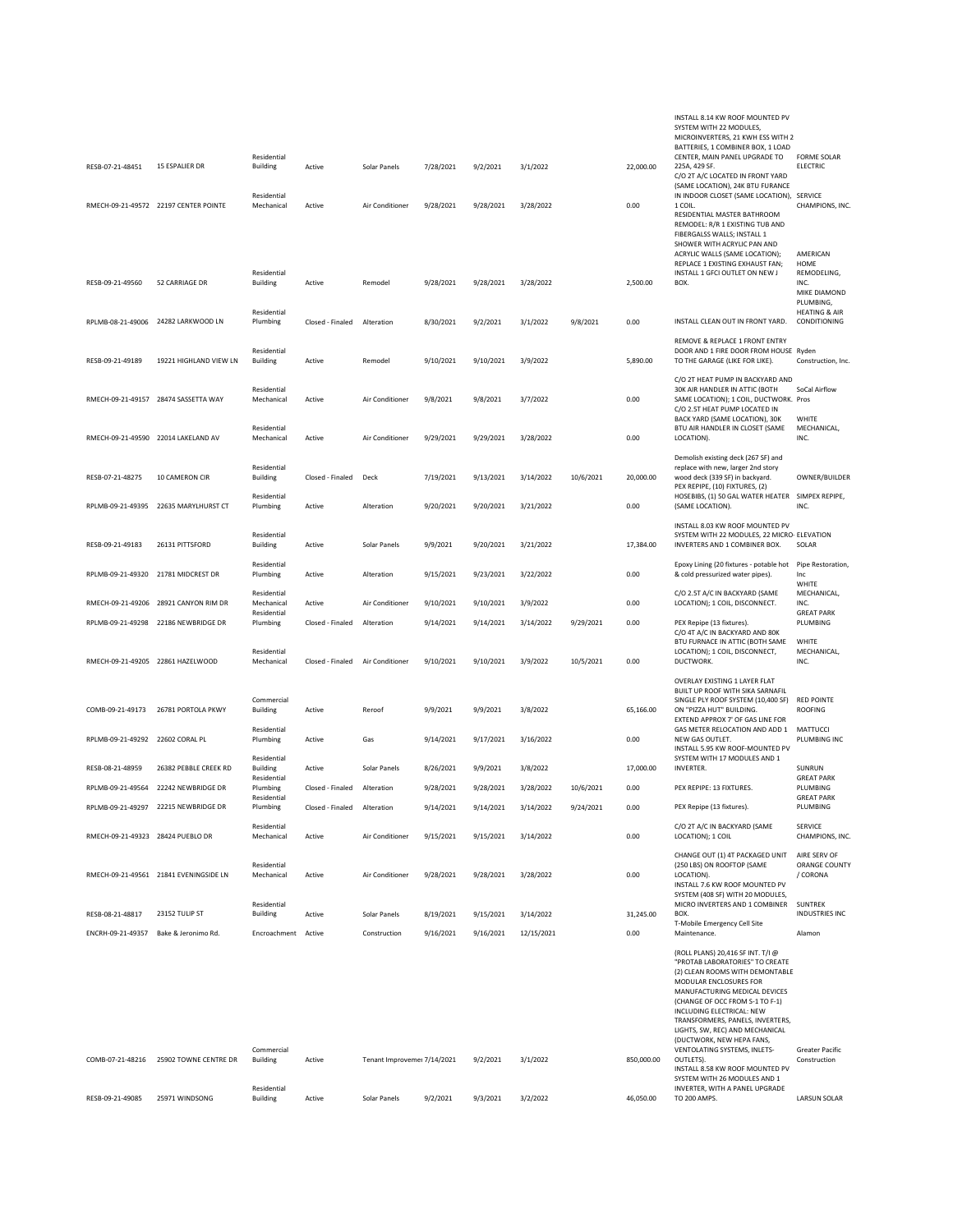| | | | | | | | | | | | |
|---|---|---|---|---|---|---|---|---|---|---|---|
| RESB-07-21-48451 | 15 ESPALIER DR | Residential Building | Active | Solar Panels | 7/28/2021 | 9/2/2021 | 3/1/2022 | | 22,000.00 | INSTALL 8.14 KW ROOF MOUNTED PV SYSTEM WITH 22 MODULES, MICROINVERTERS, 21 KWH ESS WITH 2 BATTERIES, 1 COMBINER BOX, 1 LOAD CENTER, MAIN PANEL UPGRADE TO 225A, 429 SF. | FORME SOLAR ELECTRIC |
| RMECH-09-21-49572 | 22197 CENTER POINTE | Residential Mechanical | Active | Air Conditioner | 9/28/2021 | 9/28/2021 | 3/28/2022 | | 0.00 | C/O 2T A/C LOCATED IN FRONT YARD (SAME LOCATION), 24K BTU FURANCE IN INDOOR CLOSET (SAME LOCATION), 1 COIL. | SERVICE CHAMPIONS, INC. |
| RESB-09-21-49560 | 52 CARRIAGE DR | Residential Building | Active | Remodel | 9/28/2021 | 9/28/2021 | 3/28/2022 | | 2,500.00 | RESIDENTIAL MASTER BATHROOM REMODEL: R/R 1 EXISTING TUB AND FIBERGALSS WALLS; INSTALL 1 SHOWER WITH ACRYLIC PAN AND ACRYLIC WALLS (SAME LOCATION); REPLACE 1 EXISTING EXHAUST FAN; INSTALL 1 GFCI OUTLET ON NEW J BOX. | AMERICAN HOME REMODELING, INC. |
| RPLMB-08-21-49006 | 24282 LARKWOOD LN | Residential Plumbing | Closed - Finaled | Alteration | 8/30/2021 | 9/2/2021 | 3/1/2022 | 9/8/2021 | 0.00 | INSTALL CLEAN OUT IN FRONT YARD. | MIKE DIAMOND PLUMBING, HEATING & AIR CONDITIONING |
| RESB-09-21-49189 | 19221 HIGHLAND VIEW LN | Residential Building | Active | Remodel | 9/10/2021 | 9/10/2021 | 3/9/2022 | | 5,890.00 | REMOVE & REPLACE 1 FRONT ENTRY DOOR AND 1 FIRE DOOR FROM HOUSE TO THE GARAGE (LIKE FOR LIKE). | Ryden Construction, Inc. |
| RMECH-09-21-49157 | 28474 SASSETTA WAY | Residential Mechanical | Active | Air Conditioner | 9/8/2021 | 9/8/2021 | 3/7/2022 | | 0.00 | C/O 2T HEAT PUMP IN BACKYARD AND 30K AIR HANDLER IN ATTIC (BOTH SAME LOCATION); 1 COIL, DUCTWORK. | SoCal Airflow Pros |
| RMECH-09-21-49590 | 22014 LAKELAND AV | Residential Mechanical | Active | Air Conditioner | 9/29/2021 | 9/29/2021 | 3/28/2022 | | 0.00 | C/O 2.5T HEAT PUMP LOCATED IN BACK YARD (SAME LOCATION), 30K BTU AIR HANDLER IN CLOSET (SAME LOCATION). | WHITE MECHANICAL, INC. |
| RESB-07-21-48275 | 10 CAMERON CIR | Residential Building | Closed - Finaled | Deck | 7/19/2021 | 9/13/2021 | 3/14/2022 | 10/6/2021 | 20,000.00 | Demolish existing deck (267 SF) and replace with new, larger 2nd story wood deck (339 SF) in backyard. | OWNER/BUILDER |
| RPLMB-09-21-49395 | 22635 MARYLHURST CT | Residential Plumbing | Active | Alteration | 9/20/2021 | 9/20/2021 | 3/21/2022 | | 0.00 | PEX REPIPE, (10) FIXTURES, (2) HOSEBIBS, (1) 50 GAL WATER HEATER (SAME LOCATION). | SIMPEX REPIPE, INC. |
| RESB-09-21-49183 | 26131 PITTSFORD | Residential Building | Active | Solar Panels | 9/9/2021 | 9/20/2021 | 3/21/2022 | | 17,384.00 | INSTALL 8.03 KW ROOF MOUNTED PV SYSTEM WITH 22 MODULES, 22 MICRO-INVERTERS AND 1 COMBINER BOX. | ELEVATION SOLAR |
| RPLMB-09-21-49320 | 21781 MIDCREST DR | Residential Plumbing | Active | Alteration | 9/15/2021 | 9/23/2021 | 3/22/2022 | | 0.00 | Epoxy Lining (20 fixtures - potable hot & cold pressurized water pipes). | Pipe Restoration, Inc |
| RMECH-09-21-49206 | 28921 CANYON RIM DR | Residential Mechanical | Active | Air Conditioner | 9/10/2021 | 9/10/2021 | 3/9/2022 | | 0.00 | C/O 2.5T A/C IN BACKYARD (SAME LOCATION); 1 COIL, DISCONNECT. | WHITE MECHANICAL, INC. |
| RPLMB-09-21-49298 | 22186 NEWBRIDGE DR | Residential Plumbing | Closed - Finaled | Alteration | 9/14/2021 | 9/14/2021 | 3/14/2022 | 9/29/2021 | 0.00 | PEX Repipe (13 fixtures). | GREAT PARK PLUMBING |
| RMECH-09-21-49205 | 22861 HAZELWOOD | Residential Mechanical | Closed - Finaled | Air Conditioner | 9/10/2021 | 9/10/2021 | 3/9/2022 | 10/5/2021 | 0.00 | C/O 4T A/C IN BACKYARD AND 80K BTU FURNACE IN ATTIC (BOTH SAME LOCATION); 1 COIL, DISCONNECT, DUCTWORK. | WHITE MECHANICAL, INC. |
| COMB-09-21-49173 | 26781 PORTOLA PKWY | Commercial Building | Active | Reroof | 9/9/2021 | 9/9/2021 | 3/8/2022 | | 65,166.00 | OVERLAY EXISTING 1 LAYER FLAT BUILT UP ROOF WITH SIKA SARNAFIL SINGLE PLY ROOF SYSTEM (10,400 SF) ON "PIZZA HUT" BUILDING. | RED POINTE ROOFING |
| RPLMB-09-21-49292 | 22602 CORAL PL | Residential Plumbing | Active | Gas | 9/14/2021 | 9/17/2021 | 3/16/2022 | | 0.00 | EXTEND APPROX 7' OF GAS LINE FOR GAS METER RELOCATION AND ADD 1 NEW GAS OUTLET. | MATTUCCI PLUMBING INC |
| RESB-08-21-48959 | 26382 PEBBLE CREEK RD | Residential Building | Active | Solar Panels | 8/26/2021 | 9/9/2021 | 3/8/2022 | | 17,000.00 | INSTALL 5.95 KW ROOF-MOUNTED PV SYSTEM WITH 17 MODULES AND 1 INVERTER. | SUNRUN |
| RPLMB-09-21-49564 | 22242 NEWBRIDGE DR | Residential Plumbing | Closed - Finaled | Alteration | 9/28/2021 | 9/28/2021 | 3/28/2022 | 10/6/2021 | 0.00 | PEX REPIPE: 13 FIXTURES. | GREAT PARK PLUMBING |
| RPLMB-09-21-49297 | 22215 NEWBRIDGE DR | Residential Plumbing | Closed - Finaled | Alteration | 9/14/2021 | 9/14/2021 | 3/14/2022 | 9/24/2021 | 0.00 | PEX Repipe (13 fixtures). | GREAT PARK PLUMBING |
| RMECH-09-21-49323 | 28424 PUEBLO DR | Residential Mechanical | Active | Air Conditioner | 9/15/2021 | 9/15/2021 | 3/14/2022 | | 0.00 | C/O 2T A/C IN BACKYARD (SAME LOCATION); 1 COIL | SERVICE CHAMPIONS, INC. |
| RMECH-09-21-49561 | 21841 EVENINGSIDE LN | Residential Mechanical | Active | Air Conditioner | 9/28/2021 | 9/28/2021 | 3/28/2022 | | 0.00 | CHANGE OUT (1) 4T PACKAGED UNIT (250 LBS) ON ROOFTOP (SAME LOCATION). | AIRE SERV OF ORANGE COUNTY / CORONA |
| RESB-08-21-48817 | 23152 TULIP ST | Residential Building | Active | Solar Panels | 8/19/2021 | 9/15/2021 | 3/14/2022 | | 31,245.00 | INSTALL 7.6 KW ROOF MOUNTED PV SYSTEM (408 SF) WITH 20 MODULES, MICRO INVERTERS AND 1 COMBINER BOX. | SUNTREK INDUSTRIES INC |
| ENCRH-09-21-49357 | Bake & Jeronimo Rd. | Encroachment | Active | Construction | 9/16/2021 | 9/16/2021 | 12/15/2021 | | 0.00 | T-Mobile Emergency Cell Site Maintenance. | Alamon |
| COMB-07-21-48216 | 25902 TOWNE CENTRE DR | Commercial Building | Active | Tenant Improvemei | 7/14/2021 | 9/2/2021 | 3/1/2022 | | 850,000.00 | (ROLL PLANS) 20,416 SF INT. T/I @ "PROTAB LABORATORIES" TO CREATE (2) CLEAN ROOMS WITH DEMONTABLE MODULAR ENCLOSURES FOR MANUFACTURING MEDICAL DEVICES (CHANGE OF OCC FROM S-1 TO F-1) INCLUDING ELECTRICAL: NEW TRANSFORMERS, PANELS, INVERTERS, LIGHTS, SW, REC) AND MECHANICAL (DUCTWORK, NEW HEPA FANS, VENTOLATING SYSTEMS, INLETS-OUTLETS). | Greater Pacific Construction |
| RESB-09-21-49085 | 25971 WINDSONG | Residential Building | Active | Solar Panels | 9/2/2021 | 9/3/2021 | 3/2/2022 | | 46,050.00 | INSTALL 8.58 KW ROOF MOUNTED PV SYSTEM WITH 26 MODULES AND 1 INVERTER, WITH A PANEL UPGRADE TO 200 AMPS. | LARSUN SOLAR |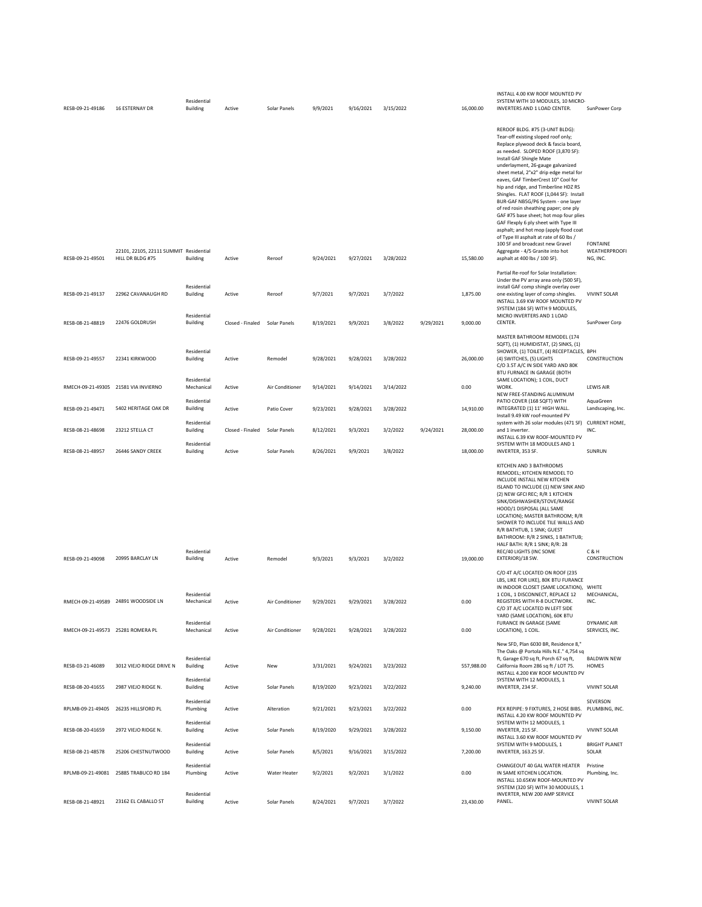| | | | | | | | | | | | |
|---|---|---|---|---|---|---|---|---|---|---|---|
| RESB-09-21-49186 | 16 ESTERNAY DR | Residential Building | Active | Solar Panels | 9/9/2021 | 9/16/2021 | 3/15/2022 | | 16,000.00 | INSTALL 4.00 KW ROOF MOUNTED PV SYSTEM WITH 10 MODULES, 10 MICRO-INVERTERS AND 1 LOAD CENTER. | SunPower Corp |
| RESB-09-21-49501 | 22101, 22105, 22111 SUMMIT HILL DR BLDG #75 | Residential Building | Active | Reroof | 9/24/2021 | 9/27/2021 | 3/28/2022 | | 15,580.00 | REROOF BLDG. #75 (3-UNIT BLDG): Tear-off existing sloped roof only; Replace plywood deck & fascia board, as needed. SLOPED ROOF (3,870 SF): Install GAF Shingle Mate underlayment, 26-gauge galvanized sheet metal, 2"x2" drip edge metal for eaves, GAF TimberCrest 10" Cool for hip and ridge, and Timberline HDZ RS Shingles. FLAT ROOF (1,044 SF): Install BUR-GAF NB5G/P6 System - one layer of red rosin sheathing paper; one ply GAF #75 base sheet; hot mop four plies GAF Flexply 6 ply sheet with Type III asphalt; and hot mop (apply flood coat of Type III asphalt at rate of 60 lbs / 100 SF and broadcast new Gravel Aggregate - 4/5 Granite into hot asphalt at 400 lbs / 100 SF). | FONTAINE WEATHERPROOFING, INC. |
| RESB-09-21-49137 | 22962 CAVANAUGH RD | Residential Building | Active | Reroof | 9/7/2021 | 9/7/2021 | 3/7/2022 | | 1,875.00 | Partial Re-roof for Solar Installation: Under the PV array area only (500 SF), install GAF comp shingle overlay over one existing layer of comp shingles. | VIVINT SOLAR |
| RESB-08-21-48819 | 22476 GOLDRUSH | Residential Building | Closed - Finaled | Solar Panels | 8/19/2021 | 9/9/2021 | 3/8/2022 | 9/29/2021 | 9,000.00 | INSTALL 3.69 KW ROOF MOUNTED PV SYSTEM (184 SF) WITH 9 MODULES, MICRO INVERTERS AND 1 LOAD CENTER. | SunPower Corp |
| RESB-09-21-49557 | 22341 KIRKWOOD | Residential Building | Active | Remodel | 9/28/2021 | 9/28/2021 | 3/28/2022 | | 26,000.00 | MASTER BATHROOM REMODEL (174 SQFT), (1) HUMIDISTAT, (2) SINKS, (1) SHOWER, (1) TOILET, (4) RECEPTACLES, (4) SWITCHES, (5) LIGHTS | BPH CONSTRUCTION |
| RMECH-09-21-49305 | 21581 VIA INVIERNO | Residential Mechanical | Active | Air Conditioner | 9/14/2021 | 9/14/2021 | 3/14/2022 | | 0.00 | C/O 3.5T A/C IN SIDE YARD AND 80K BTU FURNACE IN GARAGE (BOTH SAME LOCATION); 1 COIL, DUCT WORK. | LEWIS AIR |
| RESB-09-21-49471 | 5402 HERITAGE OAK DR | Residential Building | Active | Patio Cover | 9/23/2021 | 9/28/2021 | 3/28/2022 | | 14,910.00 | NEW FREE-STANDING ALUMINUM PATIO COVER (168 SQFT) WITH INTEGRATED (1) 11' HIGH WALL. | AquaGreen Landscaping, Inc. |
| RESB-08-21-48698 | 23212 STELLA CT | Residential Building | Closed - Finaled | Solar Panels | 8/12/2021 | 9/3/2021 | 3/2/2022 | 9/24/2021 | 28,000.00 | Install 9.49 kW roof-mounted PV system with 26 solar modules (471 SF) and 1 inverter. | CURRENT HOME, INC. |
| RESB-08-21-48957 | 26446 SANDY CREEK | Residential Building | Active | Solar Panels | 8/26/2021 | 9/9/2021 | 3/8/2022 | | 18,000.00 | INSTALL 6.39 KW ROOF-MOUNTED PV SYSTEM WITH 18 MODULES AND 1 INVERTER, 353 SF. | SUNRUN |
| RESB-09-21-49098 | 20995 BARCLAY LN | Residential Building | Active | Remodel | 9/3/2021 | 9/3/2021 | 3/2/2022 | | 19,000.00 | KITCHEN AND 3 BATHROOMS REMODEL; KITCHEN REMODEL TO INCLUDE INSTALL NEW KITCHEN ISLAND TO INCLUDE (1) NEW SINK AND (2) NEW GFCI REC; R/R 1 KITCHEN SINK/DISHWASHER/STOVE/RANGE HOOD/1 DISPOSAL (ALL SAME LOCATION); MASTER BATHROOM; R/R SHOWER TO INCLUDE TILE WALLS AND R/R BATHTUB, 1 SINK; GUEST BATHROOM: R/R 2 SINKS, 1 BATHTUB; HALF BATH: R/R 1 SINK; R/R: 28 REC/40 LIGHTS (INC SOME EXTERIOR)/18 SW. | C & H CONSTRUCTION |
| RMECH-09-21-49589 | 24891 WOODSIDE LN | Residential Mechanical | Active | Air Conditioner | 9/29/2021 | 9/29/2021 | 3/28/2022 | | 0.00 | C/O 4T A/C LOCATED ON ROOF (235 LBS, LIKE FOR LIKE), 80K BTU FURANCE IN INDOOR CLOSET (SAME LOCATION), 1 COIL, 1 DISCONNECT, REPLACE 12 REGISTERS WITH R-8 DUCTWORK. | WHITE MECHANICAL, INC. |
| RMECH-09-21-49573 | 25281 ROMERA PL | Residential Mechanical | Active | Air Conditioner | 9/28/2021 | 9/28/2021 | 3/28/2022 | | 0.00 | C/O 3T A/C LOCATED IN LEFT SIDE YARD (SAME LOCATION), 60K BTU FURNACE IN GARAGE (SAME LOCATION), 1 COIL. | DYNAMIC AIR SERVICES, INC. |
| RESB-03-21-46089 | 3012 VIEJO RIDGE DRIVE N | Residential Building | Active | New | 3/31/2021 | 9/24/2021 | 3/23/2022 | | 557,988.00 | New SFD, Plan 6030 BR, Residence 8," The Oaks @ Portola Hills N.E." 4,754 sq ft, Garage 670 sq ft, Porch 67 sq ft, California Room 286 sq ft / LOT 75. | BALDWIN NEW HOMES |
| RESB-08-20-41655 | 2987 VIEJO RIDGE N. | Residential Building | Active | Solar Panels | 8/19/2020 | 9/23/2021 | 3/22/2022 | | 9,240.00 | INSTALL 4.200 KW ROOF MOUNTED PV SYSTEM WITH 12 MODULES, 1 INVERTER, 234 SF. | VIVINT SOLAR |
| RPLMB-09-21-49405 | 26235 HILLSFORD PL | Residential Plumbing | Active | Alteration | 9/21/2021 | 9/23/2021 | 3/22/2022 | | 0.00 | PEX REPIPE: 9 FIXTURES, 2 HOSE BIBS. | SEVERSON PLUMBING, INC. |
| RESB-08-20-41659 | 2972 VIEJO RIDGE N. | Residential Building | Active | Solar Panels | 8/19/2020 | 9/29/2021 | 3/28/2022 | | 9,150.00 | INSTALL 4.20 KW ROOF MOUNTED PV SYSTEM WITH 12 MODULES, 1 INVERTER, 215 SF. | VIVINT SOLAR |
| RESB-08-21-48578 | 25206 CHESTNUTWOOD | Residential Building | Active | Solar Panels | 8/5/2021 | 9/16/2021 | 3/15/2022 | | 7,200.00 | INSTALL 3.60 KW ROOF MOUNTED PV SYSTEM WITH 9 MODULES, 1 INVERTER, 163.25 SF. | BRIGHT PLANET SOLAR |
| RPLMB-09-21-49081 | 25885 TRABUCO RD 184 | Residential Plumbing | Active | Water Heater | 9/2/2021 | 9/2/2021 | 3/1/2022 | | 0.00 | CHANGEOUT 40 GAL WATER HEATER IN SAME KITCHEN LOCATION. | Pristine Plumbing, Inc. |
| RESB-08-21-48921 | 23162 EL CABALLO ST | Residential Building | Active | Solar Panels | 8/24/2021 | 9/7/2021 | 3/7/2022 | | 23,430.00 | INSTALL 10.65KW ROOF-MOUNTED PV SYSTEM (320 SF) WITH 30 MODULES, 1 INVERTER, NEW 200 AMP SERVICE PANEL. | VIVINT SOLAR |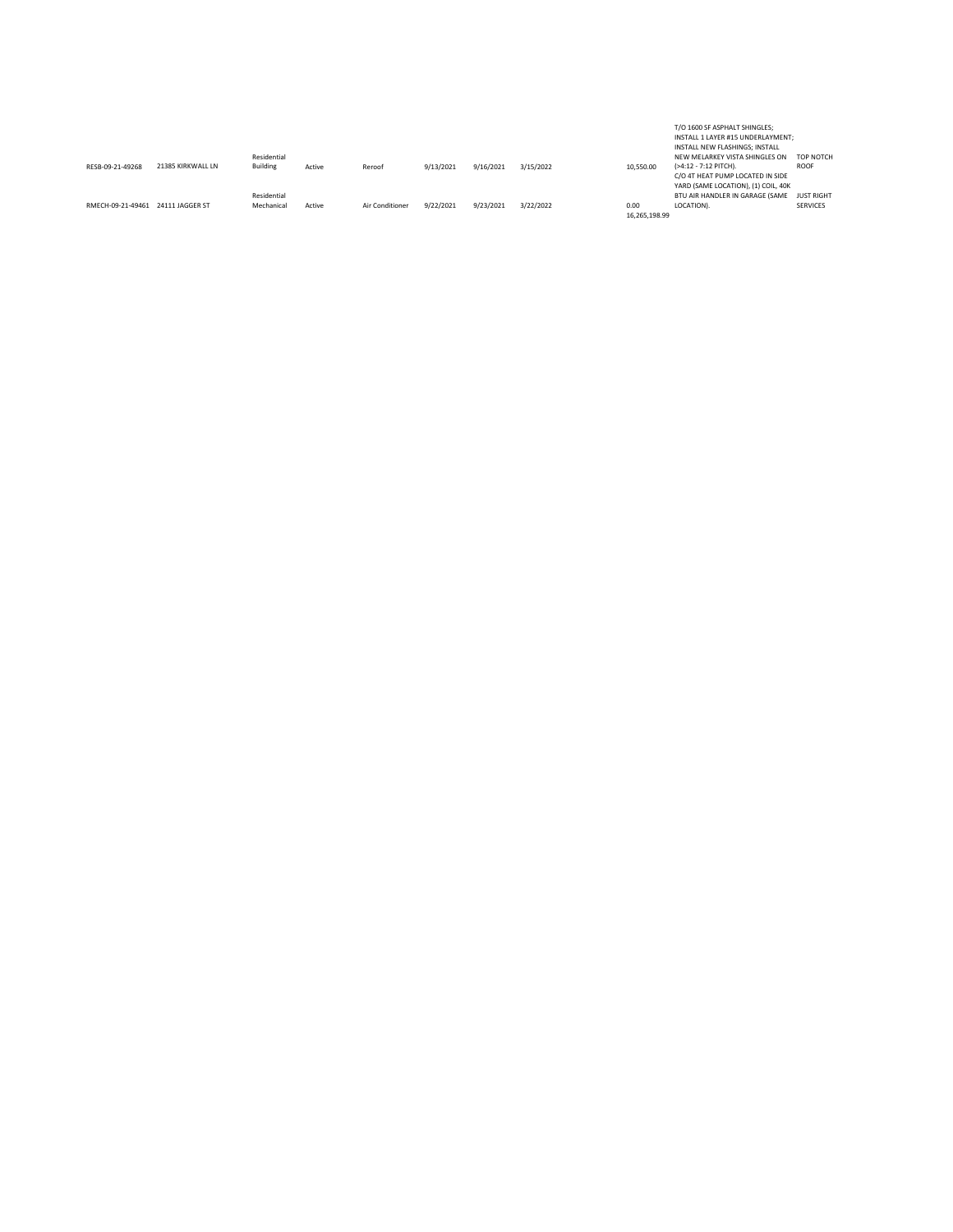| | | | | | | | | | | | |
|---|---|---|---|---|---|---|---|---|---|---|---|
| RESB-09-21-49268 | 21385 KIRKWALL LN | Residential Building | Active | Reroof | 9/13/2021 | 9/16/2021 | 3/15/2022 | | 10,550.00 | T/O 1600 SF ASPHALT SHINGLES; INSTALL 1 LAYER #15 UNDERLAYMENT; INSTALL NEW FLASHINGS; INSTALL NEW MELARKEY VISTA SHINGLES ON (>4:12 - 7:12 PITCH). | TOP NOTCH ROOF |
| RMECH-09-21-49461 | 24111 JAGGER ST | Residential Mechanical | Active | Air Conditioner | 9/22/2021 | 9/23/2021 | 3/22/2022 | | 0.00 | C/O 4T HEAT PUMP LOCATED IN SIDE YARD (SAME LOCATION), (1) COIL, 40K BTU AIR HANDLER IN GARAGE (SAME LOCATION). | JUST RIGHT SERVICES |
| | | | | | | | | | 16,265,198.99 | | |